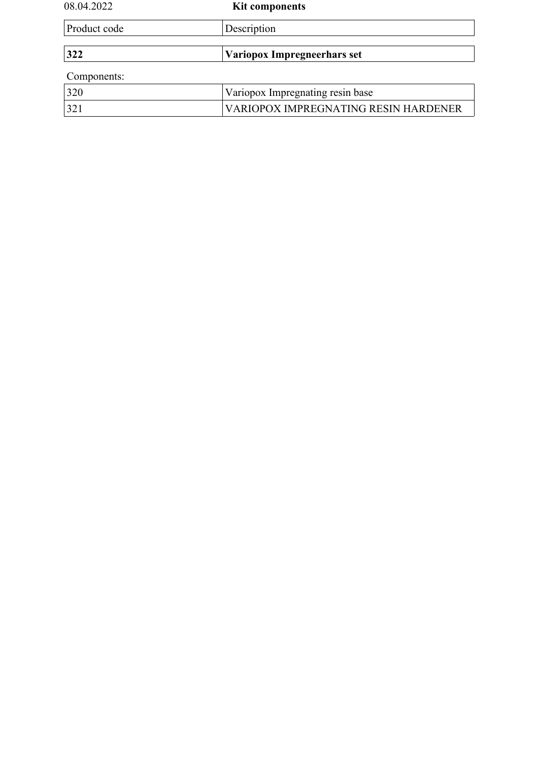08.04.2022 **Kit components**

| Product code | Description |
|---|---|
| **322** | **Variopox Impregneerhars set** |

Components:

| | |
|---|---|
| 320 | Variopox Impregnating resin base |
| 321 | VARIOPOX IMPREGNATING RESIN HARDENER |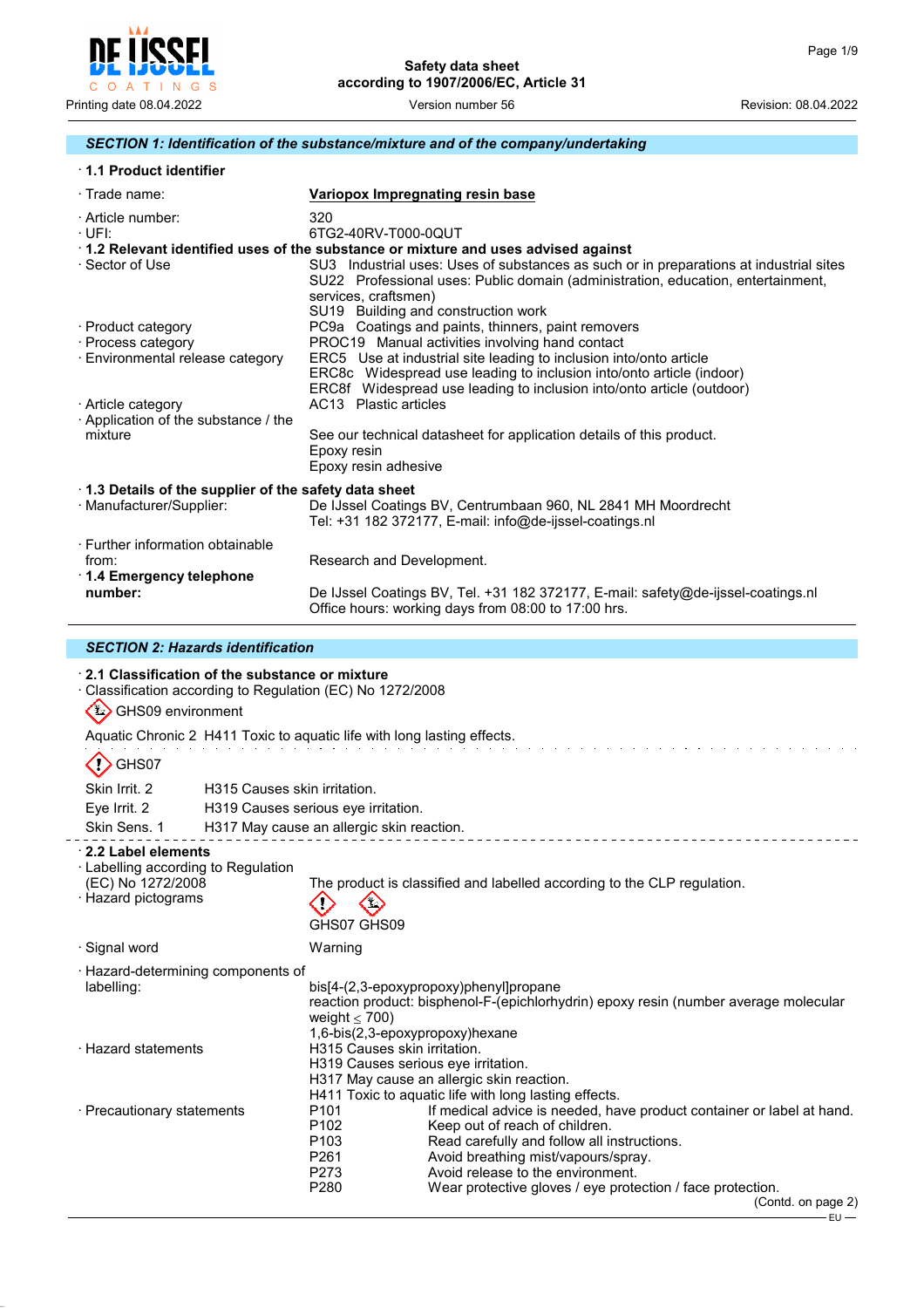## SECTION 1: Identification of the substance/mixture and of the company/undertaking

### · 1.1 Product identifier

· Trade name: **Variopox Impregnating resin base**

· Article number: 320
· UFI: 6TG2-40RV-T000-0QUT

### · 1.2 Relevant identified uses of the substance or mixture and uses advised against

· Sector of Use
SU3 Industrial uses: Uses of substances as such or in preparations at industrial sites
SU22 Professional uses: Public domain (administration, education, entertainment, services, craftsmen)
SU19 Building and construction work

· Product category
PC9a Coatings and paints, thinners, paint removers

· Process category
PROC19 Manual activities involving hand contact

· Environmental release category
ERC5 Use at industrial site leading to inclusion into/onto article
ERC8c Widespread use leading to inclusion into/onto article (indoor)
ERC8f Widespread use leading to inclusion into/onto article (outdoor)

· Article category
AC13 Plastic articles

· Application of the substance / the mixture
See our technical datasheet for application details of this product.
Epoxy resin
Epoxy resin adhesive

### · 1.3 Details of the supplier of the safety data sheet

· Manufacturer/Supplier:
De IJssel Coatings BV, Centrumbaan 960, NL 2841 MH Moordrecht
Tel: +31 182 372177, E-mail: info@de-ijssel-coatings.nl

· Further information obtainable from: Research and Development.

### · 1.4 Emergency telephone number:

De IJssel Coatings BV, Tel. +31 182 372177, E-mail: safety@de-ijssel-coatings.nl
Office hours: working days from 08:00 to 17:00 hrs.

## SECTION 2: Hazards identification

### · 2.1 Classification of the substance or mixture

· Classification according to Regulation (EC) No 1272/2008

GHS09 environment

Aquatic Chronic 2 H411 Toxic to aquatic life with long lasting effects.

GHS07

| | |
|---|---|
| Skin Irrit. 2 | H315 Causes skin irritation. |
| Eye Irrit. 2 | H319 Causes serious eye irritation. |
| Skin Sens. 1 | H317 May cause an allergic skin reaction. |

### · 2.2 Label elements

· Labelling according to Regulation (EC) No 1272/2008
The product is classified and labelled according to the CLP regulation.

· Hazard pictograms
GHS07 GHS09

· Signal word
Warning

· Hazard-determining components of labelling:
bis[4-(2,3-epoxypropoxy)phenyl]propane
reaction product: bisphenol-F-(epichlorhydrin) epoxy resin (number average molecular weight ≤ 700)
1,6-bis(2,3-epoxypropoxy)hexane

· Hazard statements
H315 Causes skin irritation.
H319 Causes serious eye irritation.
H317 May cause an allergic skin reaction.
H411 Toxic to aquatic life with long lasting effects.

· Precautionary statements

| | |
|---|---|
| P101 | If medical advice is needed, have product container or label at hand. |
| P102 | Keep out of reach of children. |
| P103 | Read carefully and follow all instructions. |
| P261 | Avoid breathing mist/vapours/spray. |
| P273 | Avoid release to the environment. |
| P280 | Wear protective gloves / eye protection / face protection. |

(Contd. on page 2)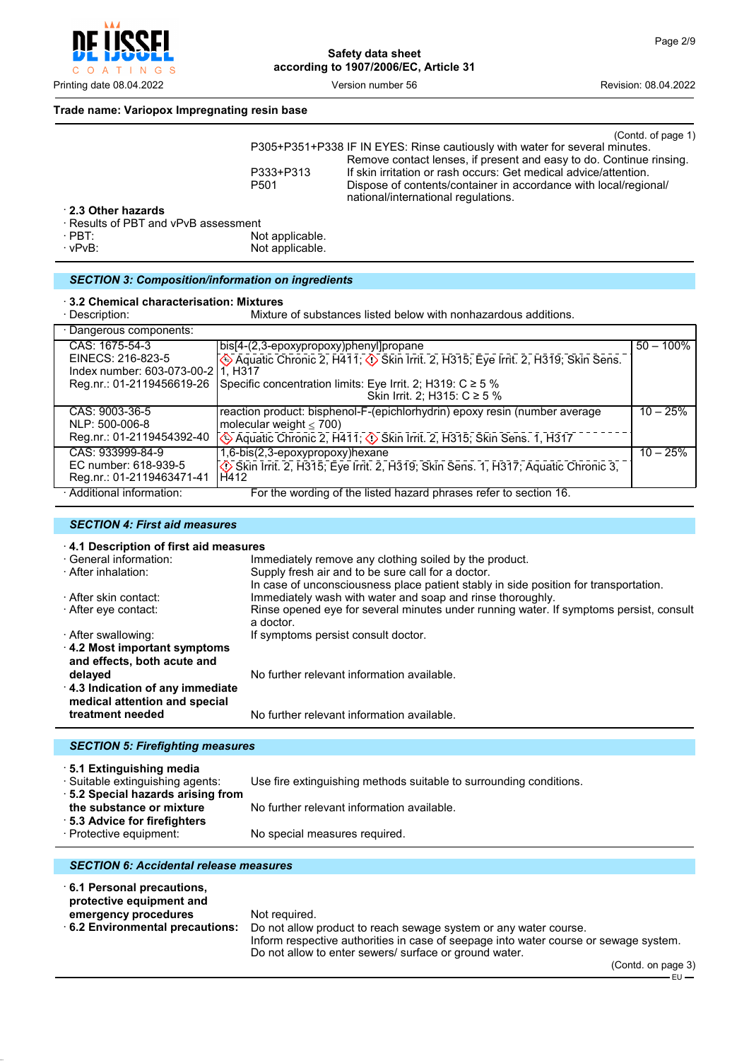**Trade name: Variopox Impregnating resin base**

(Contd. of page 1)

P305+P351+P338 IF IN EYES: Rinse cautiously with water for several minutes. Remove contact lenses, if present and easy to do. Continue rinsing.
P333+P313 If skin irritation or rash occurs: Get medical advice/attention.
P501 Dispose of contents/container in accordance with local/regional/ national/international regulations.

· **2.3 Other hazards**
· Results of PBT and vPvB assessment
· PBT: Not applicable.
· vPvB: Not applicable.

## *SECTION 3: Composition/information on ingredients*

· **3.2 Chemical characterisation: Mixtures**
· Description: Mixture of substances listed below with nonhazardous additions.

· Dangerous components:

| Identifiers | Substance / Classification | Concentration |
|---|---|---|
| CAS: 1675-54-3<br>EINECS: 216-823-5<br>Index number: 603-073-00-2<br>Reg.nr.: 01-2119456619-26 | bis[4-(2,3-epoxypropoxy)phenyl]propane<br>Aquatic Chronic 2, H411; Skin Irrit. 2, H315; Eye Irrit. 2, H319; Skin Sens. 1, H317<br>Specific concentration limits: Eye Irrit. 2; H319: C ≥ 5 %<br>Skin Irrit. 2; H315: C ≥ 5 % | 50 – 100% |
| CAS: 9003-36-5<br>NLP: 500-006-8<br>Reg.nr.: 01-2119454392-40 | reaction product: bisphenol-F-(epichlorhydrin) epoxy resin (number average molecular weight ≤ 700)<br>Aquatic Chronic 2, H411; Skin Irrit. 2, H315; Skin Sens. 1, H317 | 10 – 25% |
| CAS: 933999-84-9<br>EC number: 618-939-5<br>Reg.nr.: 01-2119463471-41 | 1,6-bis(2,3-epoxypropoxy)hexane<br>Skin Irrit. 2, H315; Eye Irrit. 2, H319; Skin Sens. 1, H317; Aquatic Chronic 3, H412 | 10 – 25% |

· Additional information: For the wording of the listed hazard phrases refer to section 16.

## *SECTION 4: First aid measures*

· **4.1 Description of first aid measures**
· General information: Immediately remove any clothing soiled by the product.
· After inhalation: Supply fresh air and to be sure call for a doctor.
In case of unconsciousness place patient stably in side position for transportation.
· After skin contact: Immediately wash with water and soap and rinse thoroughly.
· After eye contact: Rinse opened eye for several minutes under running water. If symptoms persist, consult a doctor.
· After swallowing: If symptoms persist consult doctor.
· **4.2 Most important symptoms and effects, both acute and delayed** No further relevant information available.
· **4.3 Indication of any immediate medical attention and special treatment needed** No further relevant information available.

## *SECTION 5: Firefighting measures*

· **5.1 Extinguishing media**
· Suitable extinguishing agents: Use fire extinguishing methods suitable to surrounding conditions.
· **5.2 Special hazards arising from the substance or mixture** No further relevant information available.
· **5.3 Advice for firefighters**
· Protective equipment: No special measures required.

## *SECTION 6: Accidental release measures*

· **6.1 Personal precautions, protective equipment and emergency procedures** Not required.
· **6.2 Environmental precautions:** Do not allow product to reach sewage system or any water course.
Inform respective authorities in case of seepage into water course or sewage system.
Do not allow to enter sewers/ surface or ground water.

(Contd. on page 3)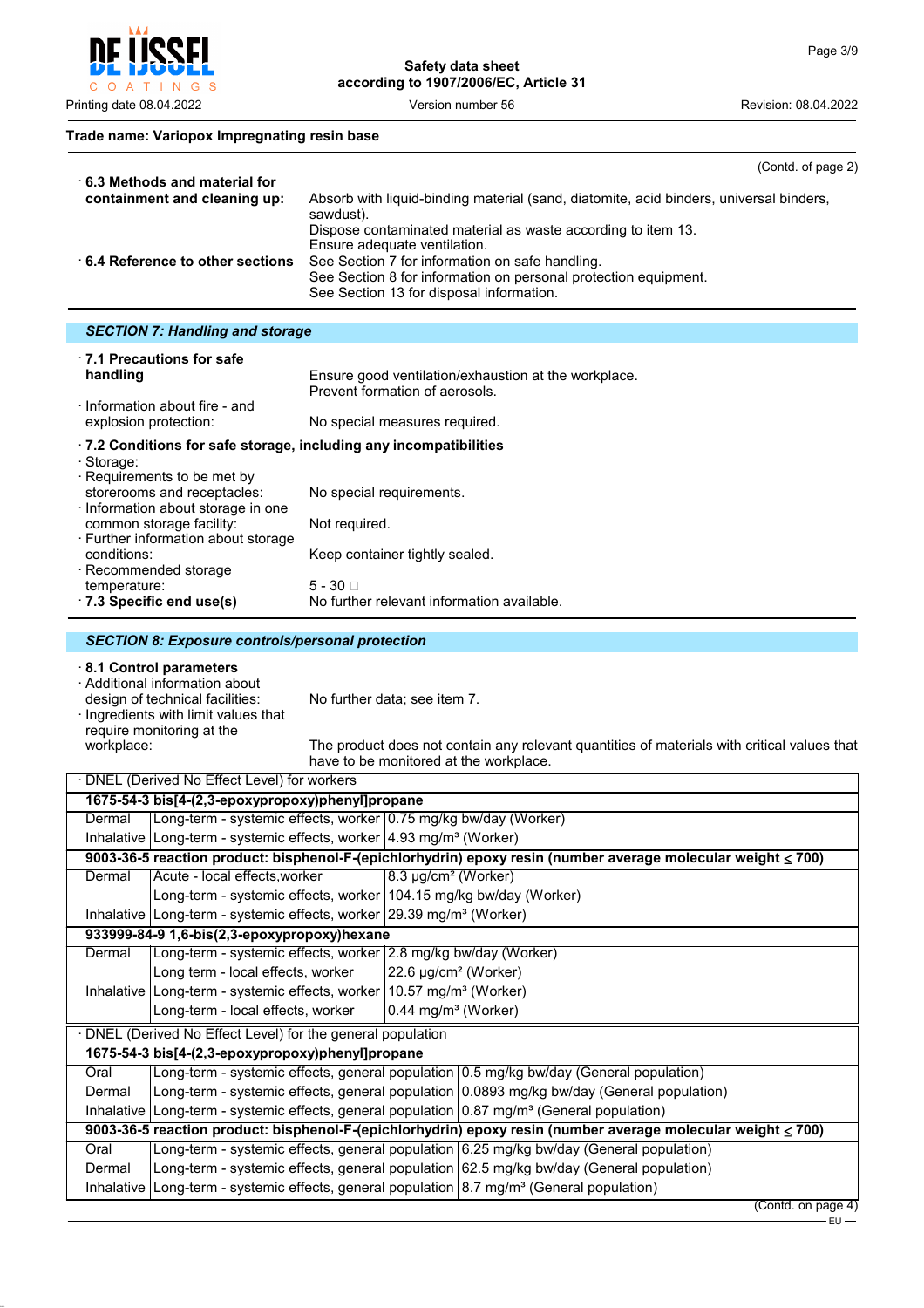**Trade name: Variopox Impregnating resin base**

(Contd. of page 2)

· **6.3 Methods and material for containment and cleaning up:** Absorb with liquid-binding material (sand, diatomite, acid binders, universal binders, sawdust).
Dispose contaminated material as waste according to item 13.
Ensure adequate ventilation.

· **6.4 Reference to other sections** See Section 7 for information on safe handling.
See Section 8 for information on personal protection equipment.
See Section 13 for disposal information.

## SECTION 7: Handling and storage

· **7.1 Precautions for safe handling** Ensure good ventilation/exhaustion at the workplace.
Prevent formation of aerosols.

· Information about fire - and explosion protection: No special measures required.

· **7.2 Conditions for safe storage, including any incompatibilities**

· Storage:

· Requirements to be met by storerooms and receptacles: No special requirements.

· Information about storage in one common storage facility: Not required.

· Further information about storage conditions: Keep container tightly sealed.

· Recommended storage temperature: 5 - 30 □

· **7.3 Specific end use(s)** No further relevant information available.

## SECTION 8: Exposure controls/personal protection

· **8.1 Control parameters**

· Additional information about design of technical facilities: No further data; see item 7.

· Ingredients with limit values that require monitoring at the workplace: The product does not contain any relevant quantities of materials with critical values that have to be monitored at the workplace.

· DNEL (Derived No Effect Level) for workers

| | | |
|---|---|---|
| **1675-54-3 bis[4-(2,3-epoxypropoxy)phenyl]propane** | | |
| Dermal | Long-term - systemic effects, worker | 0.75 mg/kg bw/day (Worker) |
| Inhalative | Long-term - systemic effects, worker | 4.93 mg/m³ (Worker) |
| **9003-36-5 reaction product: bisphenol-F-(epichlorhydrin) epoxy resin (number average molecular weight ≤ 700)** | | |
| Dermal | Acute - local effects,worker | 8.3 µg/cm² (Worker) |
| | Long-term - systemic effects, worker | 104.15 mg/kg bw/day (Worker) |
| Inhalative | Long-term - systemic effects, worker | 29.39 mg/m³ (Worker) |
| **933999-84-9 1,6-bis(2,3-epoxypropoxy)hexane** | | |
| Dermal | Long-term - systemic effects, worker | 2.8 mg/kg bw/day (Worker) |
| | Long term - local effects, worker | 22.6 µg/cm² (Worker) |
| Inhalative | Long-term - systemic effects, worker | 10.57 mg/m³ (Worker) |
| | Long-term - local effects, worker | 0.44 mg/m³ (Worker) |

· DNEL (Derived No Effect Level) for the general population

| | | |
|---|---|---|
| **1675-54-3 bis[4-(2,3-epoxypropoxy)phenyl]propane** | | |
| Oral | Long-term - systemic effects, general population | 0.5 mg/kg bw/day (General population) |
| Dermal | Long-term - systemic effects, general population | 0.0893 mg/kg bw/day (General population) |
| Inhalative | Long-term - systemic effects, general population | 0.87 mg/m³ (General population) |
| **9003-36-5 reaction product: bisphenol-F-(epichlorhydrin) epoxy resin (number average molecular weight ≤ 700)** | | |
| Oral | Long-term - systemic effects, general population | 6.25 mg/kg bw/day (General population) |
| Dermal | Long-term - systemic effects, general population | 62.5 mg/kg bw/day (General population) |
| Inhalative | Long-term - systemic effects, general population | 8.7 mg/m³ (General population) |

(Contd. on page 4)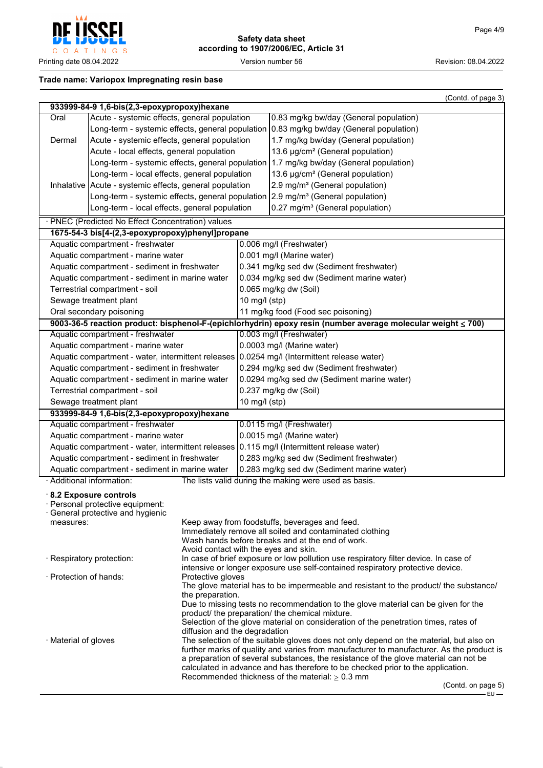(Contd. of page 3)

| 933999-84-9 1,6-bis(2,3-epoxypropoxy)hexane | | |
|---|---|---|
| Oral | Acute - systemic effects, general population | 0.83 mg/kg bw/day (General population) |
| | Long-term - systemic effects, general population | 0.83 mg/kg bw/day (General population) |
| Dermal | Acute - systemic effects, general population | 1.7 mg/kg bw/day (General population) |
| | Acute - local effects, general population | 13.6 µg/cm² (General population) |
| | Long-term - systemic effects, general population | 1.7 mg/kg bw/day (General population) |
| | Long-term - local effects, general population | 13.6 µg/cm² (General population) |
| Inhalative | Acute - systemic effects, general population | 2.9 mg/m³ (General population) |
| | Long-term - systemic effects, general population | 2.9 mg/m³ (General population) |
| | Long-term - local effects, general population | 0.27 mg/m³ (General population) |

· PNEC (Predicted No Effect Concentration) values

| 1675-54-3 bis[4-(2,3-epoxypropoxy)phenyl]propane | |
|---|---|
| Aquatic compartment - freshwater | 0.006 mg/l (Freshwater) |
| Aquatic compartment - marine water | 0.001 mg/l (Marine water) |
| Aquatic compartment - sediment in freshwater | 0.341 mg/kg sed dw (Sediment freshwater) |
| Aquatic compartment - sediment in marine water | 0.034 mg/kg sed dw (Sediment marine water) |
| Terrestrial compartment - soil | 0.065 mg/kg dw (Soil) |
| Sewage treatment plant | 10 mg/l (stp) |
| Oral secondary poisoning | 11 mg/kg food (Food sec poisoning) |
| **9003-36-5 reaction product: bisphenol-F-(epichlorhydrin) epoxy resin (number average molecular weight ≤ 700)** | |
| Aquatic compartment - freshwater | 0.003 mg/l (Freshwater) |
| Aquatic compartment - marine water | 0.0003 mg/l (Marine water) |
| Aquatic compartment - water, intermittent releases | 0.0254 mg/l (Intermittent release water) |
| Aquatic compartment - sediment in freshwater | 0.294 mg/kg sed dw (Sediment freshwater) |
| Aquatic compartment - sediment in marine water | 0.0294 mg/kg sed dw (Sediment marine water) |
| Terrestrial compartment - soil | 0.237 mg/kg dw (Soil) |
| Sewage treatment plant | 10 mg/l (stp) |
| **933999-84-9 1,6-bis(2,3-epoxypropoxy)hexane** | |
| Aquatic compartment - freshwater | 0.0115 mg/l (Freshwater) |
| Aquatic compartment - marine water | 0.0015 mg/l (Marine water) |
| Aquatic compartment - water, intermittent releases | 0.115 mg/l (Intermittent release water) |
| Aquatic compartment - sediment in freshwater | 0.283 mg/kg sed dw (Sediment freshwater) |
| Aquatic compartment - sediment in marine water | 0.283 mg/kg sed dw (Sediment marine water) |

· Additional information: The lists valid during the making were used as basis.

· **8.2 Exposure controls**
· Personal protective equipment:
· General protective and hygienic measures:
Keep away from foodstuffs, beverages and feed.
Immediately remove all soiled and contaminated clothing
Wash hands before breaks and at the end of work.
Avoid contact with the eyes and skin.
· Respiratory protection: In case of brief exposure or low pollution use respiratory filter device. In case of intensive or longer exposure use self-contained respiratory protective device.
· Protection of hands: Protective gloves
The glove material has to be impermeable and resistant to the product/ the substance/ the preparation.
Due to missing tests no recommendation to the glove material can be given for the product/ the preparation/ the chemical mixture.
Selection of the glove material on consideration of the penetration times, rates of diffusion and the degradation
· Material of gloves The selection of the suitable gloves does not only depend on the material, but also on further marks of quality and varies from manufacturer to manufacturer. As the product is a preparation of several substances, the resistance of the glove material can not be calculated in advance and has therefore to be checked prior to the application.
Recommended thickness of the material: ≥ 0.3 mm

(Contd. on page 5)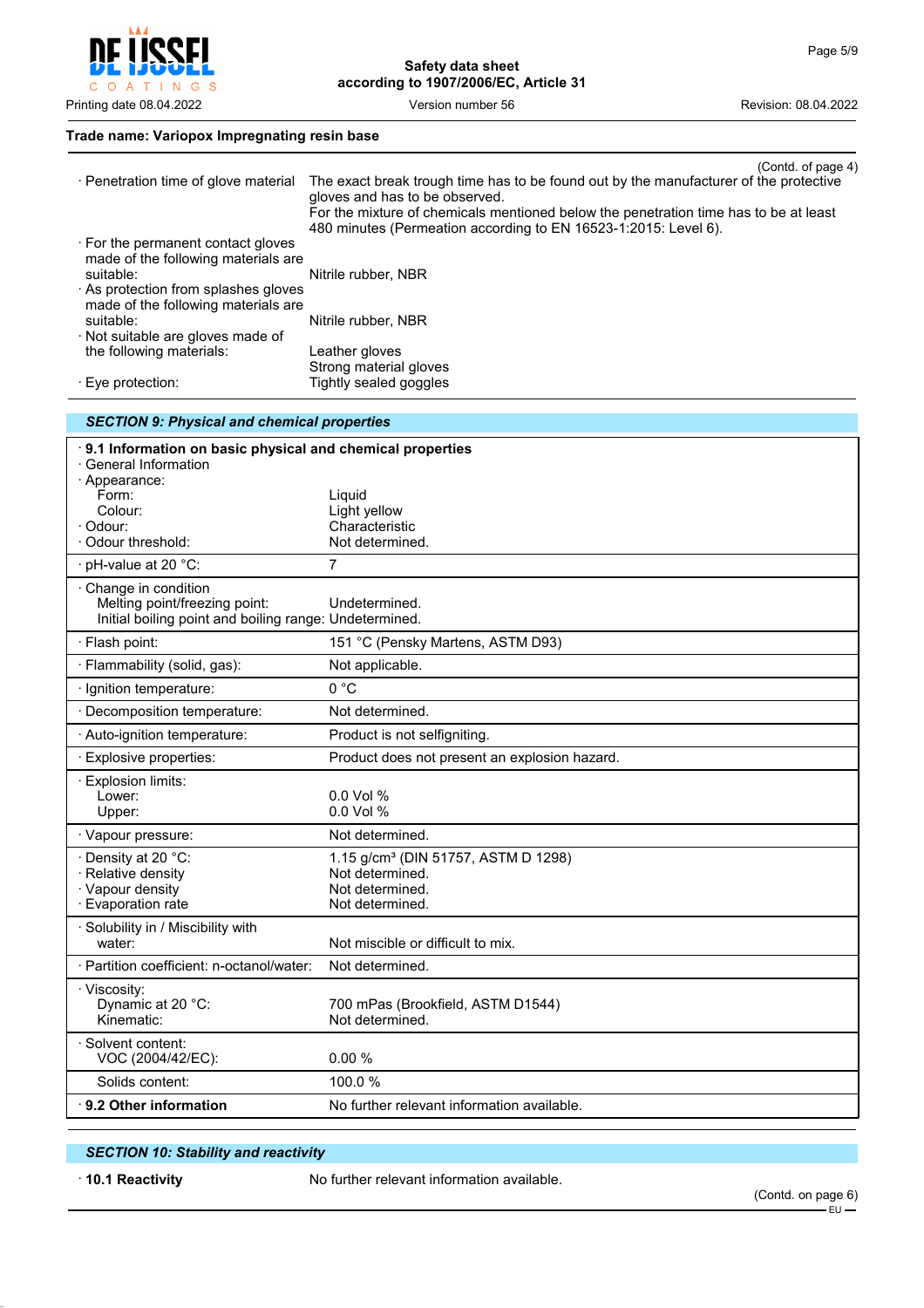**Trade name: Variopox Impregnating resin base**

(Contd. of page 4)

| | |
|---|---|
| · Penetration time of glove material | The exact break trough time has to be found out by the manufacturer of the protective gloves and has to be observed.<br>For the mixture of chemicals mentioned below the penetration time has to be at least 480 minutes (Permeation according to EN 16523-1:2015: Level 6). |
| · For the permanent contact gloves made of the following materials are suitable: | Nitrile rubber, NBR |
| · As protection from splashes gloves made of the following materials are suitable: | Nitrile rubber, NBR |
| · Not suitable are gloves made of the following materials: | Leather gloves<br>Strong material gloves |
| · Eye protection: | Tightly sealed goggles |

## *SECTION 9: Physical and chemical properties*

| | |
|---|---|
| **· 9.1 Information on basic physical and chemical properties** | |
| · General Information | |
| · Appearance: | |
| Form: | Liquid |
| Colour: | Light yellow |
| · Odour: | Characteristic |
| · Odour threshold: | Not determined. |
| · pH-value at 20 °C: | 7 |
| · Change in condition | |
| Melting point/freezing point: | Undetermined. |
| Initial boiling point and boiling range: | Undetermined. |
| · Flash point: | 151 °C (Pensky Martens, ASTM D93) |
| · Flammability (solid, gas): | Not applicable. |
| · Ignition temperature: | 0 °C |
| · Decomposition temperature: | Not determined. |
| · Auto-ignition temperature: | Product is not selfigniting. |
| · Explosive properties: | Product does not present an explosion hazard. |
| · Explosion limits: | |
| Lower: | 0.0 Vol % |
| Upper: | 0.0 Vol % |
| · Vapour pressure: | Not determined. |
| · Density at 20 °C: | 1.15 g/cm³ (DIN 51757, ASTM D 1298) |
| · Relative density | Not determined. |
| · Vapour density | Not determined. |
| · Evaporation rate | Not determined. |
| · Solubility in / Miscibility with water: | Not miscible or difficult to mix. |
| · Partition coefficient: n-octanol/water: | Not determined. |
| · Viscosity: | |
| Dynamic at 20 °C: | 700 mPas (Brookfield, ASTM D1544) |
| Kinematic: | Not determined. |
| · Solvent content: | |
| VOC (2004/42/EC): | 0.00 % |
| Solids content: | 100.0 % |
| **· 9.2 Other information** | No further relevant information available. |

## *SECTION 10: Stability and reactivity*

**· 10.1 Reactivity** No further relevant information available.

(Contd. on page 6)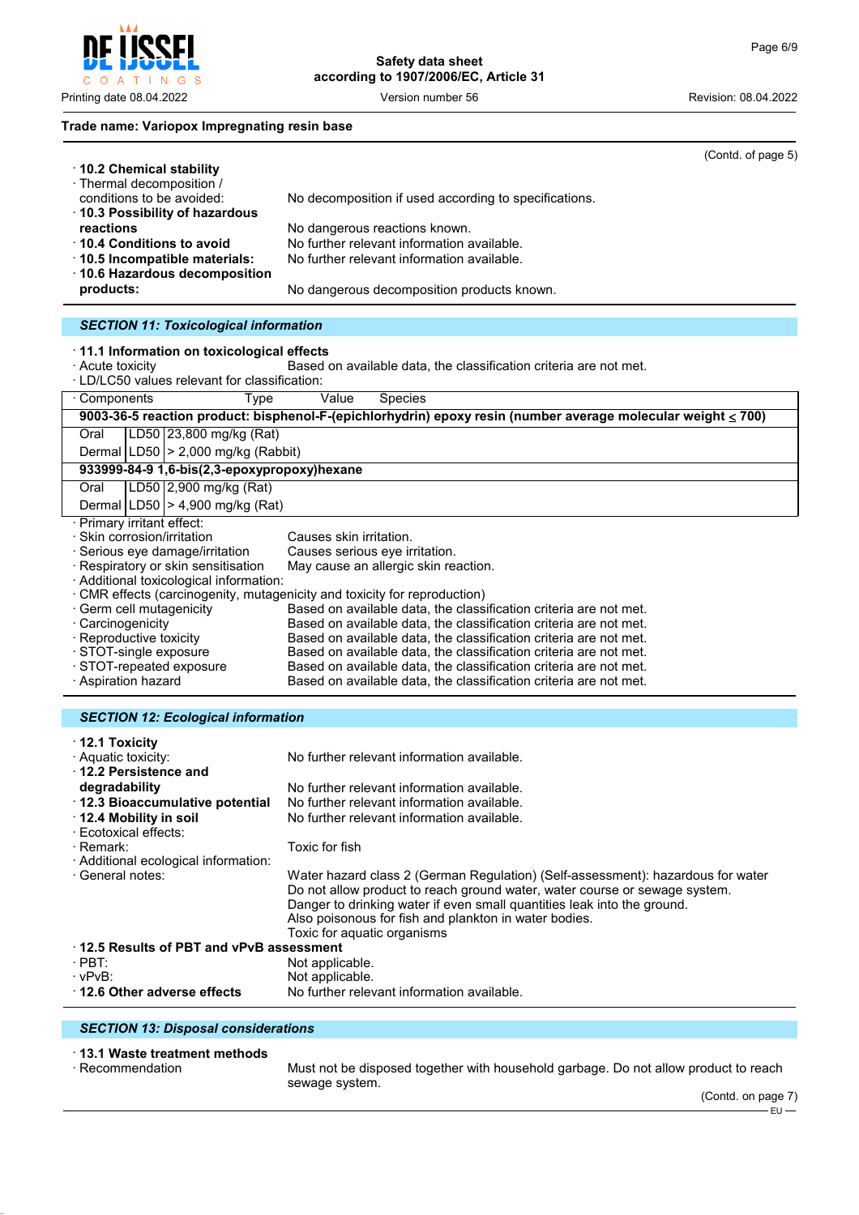Trade name: Variopox Impregnating resin base

(Contd. of page 5)

- **10.2 Chemical stability**
- Thermal decomposition / conditions to be avoided: No decomposition if used according to specifications.
- **10.3 Possibility of hazardous reactions** No dangerous reactions known.
- **10.4 Conditions to avoid** No further relevant information available.
- **10.5 Incompatible materials:** No further relevant information available.
- **10.6 Hazardous decomposition products:** No dangerous decomposition products known.

## SECTION 11: Toxicological information

- **11.1 Information on toxicological effects**
- Acute toxicity Based on available data, the classification criteria are not met.
- LD/LC50 values relevant for classification:

| Components | Type | Value | Species |
|---|---|---|---|
| **9003-36-5 reaction product: bisphenol-F-(epichlorhydrin) epoxy resin (number average molecular weight ≤ 700)** | | | |
| Oral | LD50 | 23,800 mg/kg | (Rat) |
| Dermal | LD50 | > 2,000 mg/kg | (Rabbit) |
| **933999-84-9 1,6-bis(2,3-epoxypropoxy)hexane** | | | |
| Oral | LD50 | 2,900 mg/kg | (Rat) |
| Dermal | LD50 | > 4,900 mg/kg | (Rat) |

- Primary irritant effect:
- Skin corrosion/irritation Causes skin irritation.
- Serious eye damage/irritation Causes serious eye irritation.
- Respiratory or skin sensitisation May cause an allergic skin reaction.
- Additional toxicological information:
- CMR effects (carcinogenity, mutagenicity and toxicity for reproduction)
- Germ cell mutagenicity Based on available data, the classification criteria are not met.
- Carcinogenicity Based on available data, the classification criteria are not met.
- Reproductive toxicity Based on available data, the classification criteria are not met.
- STOT-single exposure Based on available data, the classification criteria are not met.
- STOT-repeated exposure Based on available data, the classification criteria are not met.
- Aspiration hazard Based on available data, the classification criteria are not met.

## SECTION 12: Ecological information

- **12.1 Toxicity**
- Aquatic toxicity: No further relevant information available.
- **12.2 Persistence and degradability** No further relevant information available.
- **12.3 Bioaccumulative potential** No further relevant information available.
- **12.4 Mobility in soil** No further relevant information available.
- Ecotoxical effects:
- Remark: Toxic for fish
- Additional ecological information:
- General notes: Water hazard class 2 (German Regulation) (Self-assessment): hazardous for water
  Do not allow product to reach ground water, water course or sewage system.
  Danger to drinking water if even small quantities leak into the ground.
  Also poisonous for fish and plankton in water bodies.
  Toxic for aquatic organisms
- **12.5 Results of PBT and vPvB assessment**
- PBT: Not applicable.
- vPvB: Not applicable.
- **12.6 Other adverse effects** No further relevant information available.

## SECTION 13: Disposal considerations

- **13.1 Waste treatment methods**
- Recommendation Must not be disposed together with household garbage. Do not allow product to reach sewage system.

(Contd. on page 7)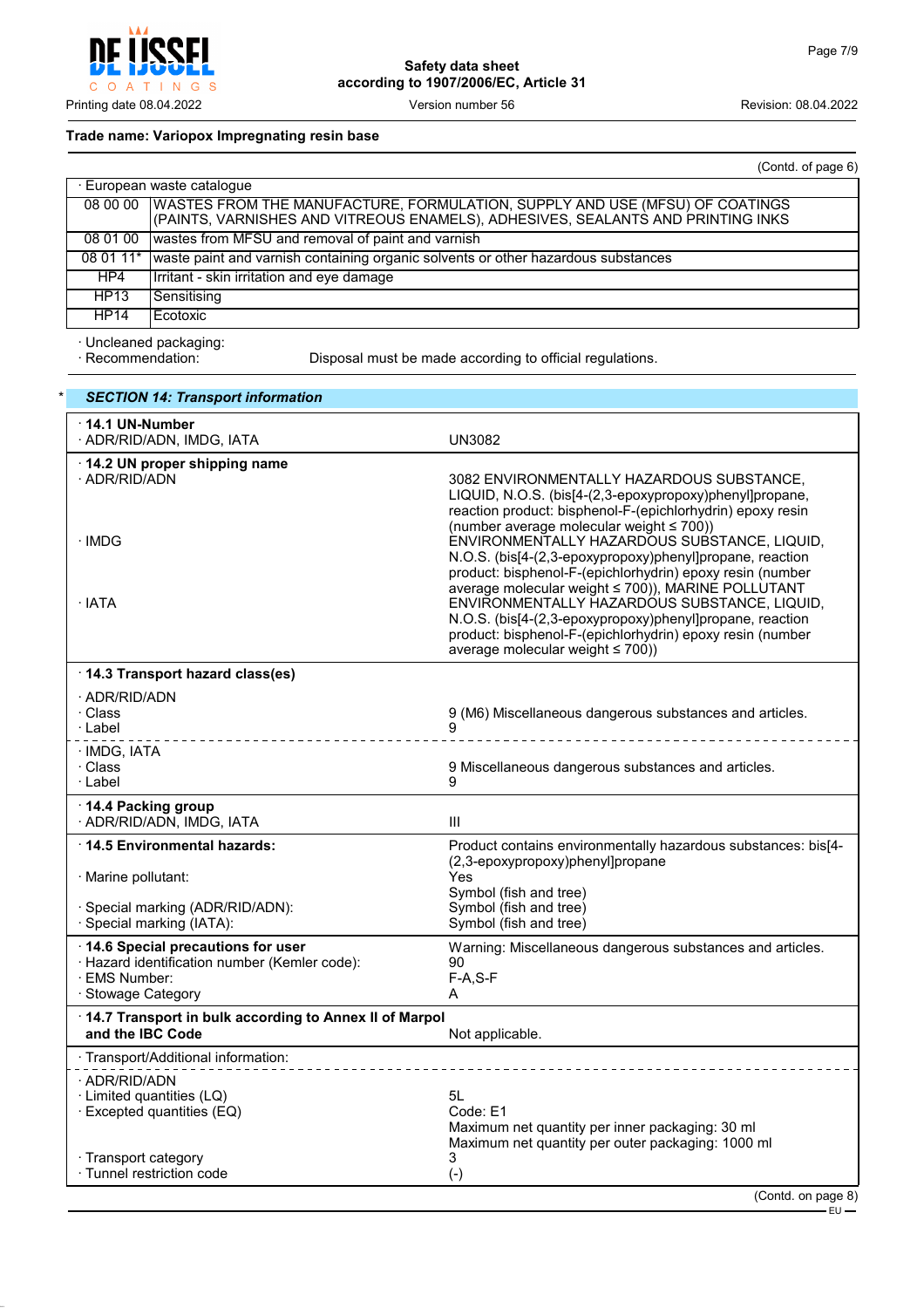**Trade name: Variopox Impregnating resin base**

(Contd. of page 6)

| · European waste catalogue | |
|---|---|
| 08 00 00 | WASTES FROM THE MANUFACTURE, FORMULATION, SUPPLY AND USE (MFSU) OF COATINGS (PAINTS, VARNISHES AND VITREOUS ENAMELS), ADHESIVES, SEALANTS AND PRINTING INKS |
| 08 01 00 | wastes from MFSU and removal of paint and varnish |
| 08 01 11* | waste paint and varnish containing organic solvents or other hazardous substances |
| HP4 | Irritant - skin irritation and eye damage |
| HP13 | Sensitising |
| HP14 | Ecotoxic |

· Uncleaned packaging:
· Recommendation: Disposal must be made according to official regulations.

## * SECTION 14: Transport information

| | |
|---|---|
| **· 14.1 UN-Number** | |
| · ADR/RID/ADN, IMDG, IATA | UN3082 |
| **· 14.2 UN proper shipping name** | |
| · ADR/RID/ADN | 3082 ENVIRONMENTALLY HAZARDOUS SUBSTANCE, LIQUID, N.O.S. (bis[4-(2,3-epoxypropoxy)phenyl]propane, reaction product: bisphenol-F-(epichlorhydrin) epoxy resin (number average molecular weight ≤ 700)) |
| · IMDG | ENVIRONMENTALLY HAZARDOUS SUBSTANCE, LIQUID, N.O.S. (bis[4-(2,3-epoxypropoxy)phenyl]propane, reaction product: bisphenol-F-(epichlorhydrin) epoxy resin (number average molecular weight ≤ 700)), MARINE POLLUTANT |
| · IATA | ENVIRONMENTALLY HAZARDOUS SUBSTANCE, LIQUID, N.O.S. (bis[4-(2,3-epoxypropoxy)phenyl]propane, reaction product: bisphenol-F-(epichlorhydrin) epoxy resin (number average molecular weight ≤ 700)) |
| **· 14.3 Transport hazard class(es)** | |
| · ADR/RID/ADN | |
| · Class | 9 (M6) Miscellaneous dangerous substances and articles. |
| · Label | 9 |
| · IMDG, IATA | |
| · Class | 9 Miscellaneous dangerous substances and articles. |
| · Label | 9 |
| **· 14.4 Packing group** | |
| · ADR/RID/ADN, IMDG, IATA | III |
| **· 14.5 Environmental hazards:** | Product contains environmentally hazardous substances: bis[4-(2,3-epoxypropoxy)phenyl]propane |
| · Marine pollutant: | Yes |
| | Symbol (fish and tree) |
| · Special marking (ADR/RID/ADN): | Symbol (fish and tree) |
| · Special marking (IATA): | Symbol (fish and tree) |
| **· 14.6 Special precautions for user** | Warning: Miscellaneous dangerous substances and articles. |
| · Hazard identification number (Kemler code): | 90 |
| · EMS Number: | F-A,S-F |
| · Stowage Category | A |
| **· 14.7 Transport in bulk according to Annex II of Marpol and the IBC Code** | Not applicable. |
| · Transport/Additional information: | |
| · ADR/RID/ADN | |
| · Limited quantities (LQ) | 5L |
| · Excepted quantities (EQ) | Code: E1 |
| | Maximum net quantity per inner packaging: 30 ml |
| | Maximum net quantity per outer packaging: 1000 ml |
| · Transport category | 3 |
| · Tunnel restriction code | (-) |

(Contd. on page 8)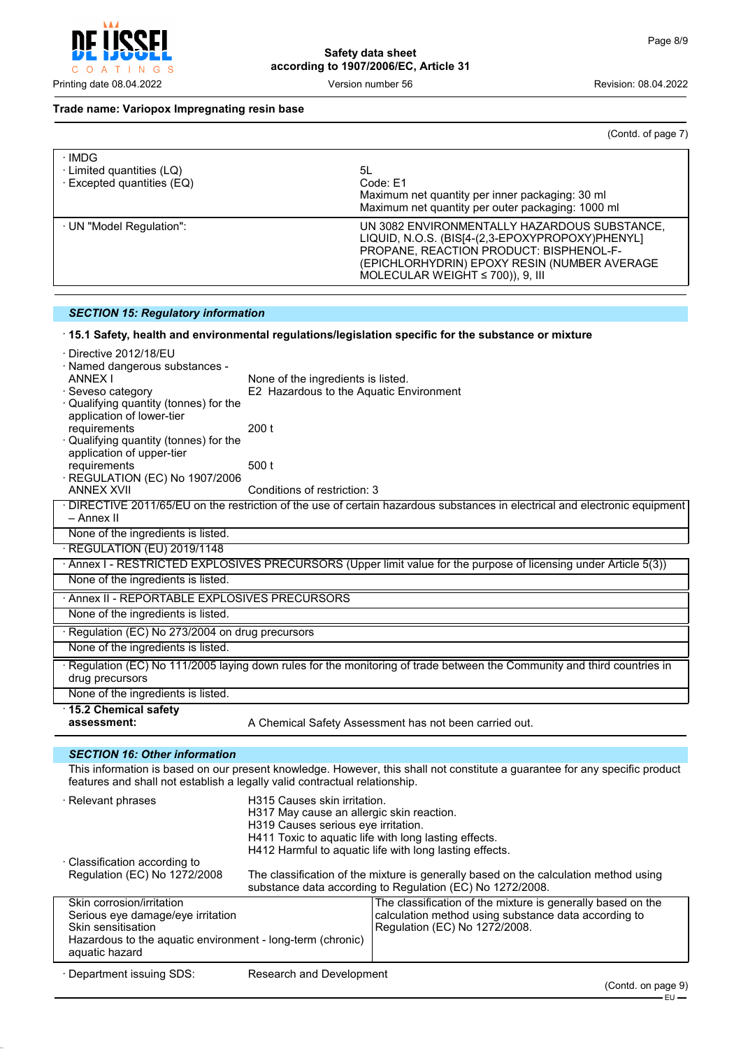(Contd. of page 7)

| · IMDG | |
|---|---|
| · Limited quantities (LQ) | 5L |
| · Excepted quantities (EQ) | Code: E1<br>Maximum net quantity per inner packaging: 30 ml<br>Maximum net quantity per outer packaging: 1000 ml |
| · UN "Model Regulation": | UN 3082 ENVIRONMENTALLY HAZARDOUS SUBSTANCE, LIQUID, N.O.S. (BIS[4-(2,3-EPOXYPROPOXY)PHENYL] PROPANE, REACTION PRODUCT: BISPHENOL-F-(EPICHLORHYDRIN) EPOXY RESIN (NUMBER AVERAGE MOLECULAR WEIGHT ≤ 700)), 9, III |

## SECTION 15: Regulatory information

**· 15.1 Safety, health and environmental regulations/legislation specific for the substance or mixture**

· Directive 2012/18/EU

· Named dangerous substances - ANNEX I: None of the ingredients is listed.

· Seveso category: E2 Hazardous to the Aquatic Environment

· Qualifying quantity (tonnes) for the application of lower-tier requirements: 200 t

· Qualifying quantity (tonnes) for the application of upper-tier requirements: 500 t

· REGULATION (EC) No 1907/2006 ANNEX XVII: Conditions of restriction: 3

· DIRECTIVE 2011/65/EU on the restriction of the use of certain hazardous substances in electrical and electronic equipment – Annex II

None of the ingredients is listed.

· REGULATION (EU) 2019/1148

· Annex I - RESTRICTED EXPLOSIVES PRECURSORS (Upper limit value for the purpose of licensing under Article 5(3))

None of the ingredients is listed.

· Annex II - REPORTABLE EXPLOSIVES PRECURSORS

None of the ingredients is listed.

· Regulation (EC) No 273/2004 on drug precursors

None of the ingredients is listed.

· Regulation (EC) No 111/2005 laying down rules for the monitoring of trade between the Community and third countries in drug precursors

None of the ingredients is listed.

**· 15.2 Chemical safety assessment:** A Chemical Safety Assessment has not been carried out.

## SECTION 16: Other information

This information is based on our present knowledge. However, this shall not constitute a guarantee for any specific product features and shall not establish a legally valid contractual relationship.

· Relevant phrases

H315 Causes skin irritation.
H317 May cause an allergic skin reaction.
H319 Causes serious eye irritation.
H411 Toxic to aquatic life with long lasting effects.
H412 Harmful to aquatic life with long lasting effects.

· Classification according to Regulation (EC) No 1272/2008: The classification of the mixture is generally based on the calculation method using substance data according to Regulation (EC) No 1272/2008.

| Classification | Method |
|---|---|
| Skin corrosion/irritation<br>Serious eye damage/eye irritation<br>Skin sensitisation<br>Hazardous to the aquatic environment - long-term (chronic) aquatic hazard | The classification of the mixture is generally based on the calculation method using substance data according to Regulation (EC) No 1272/2008. |

· Department issuing SDS: Research and Development

(Contd. on page 9)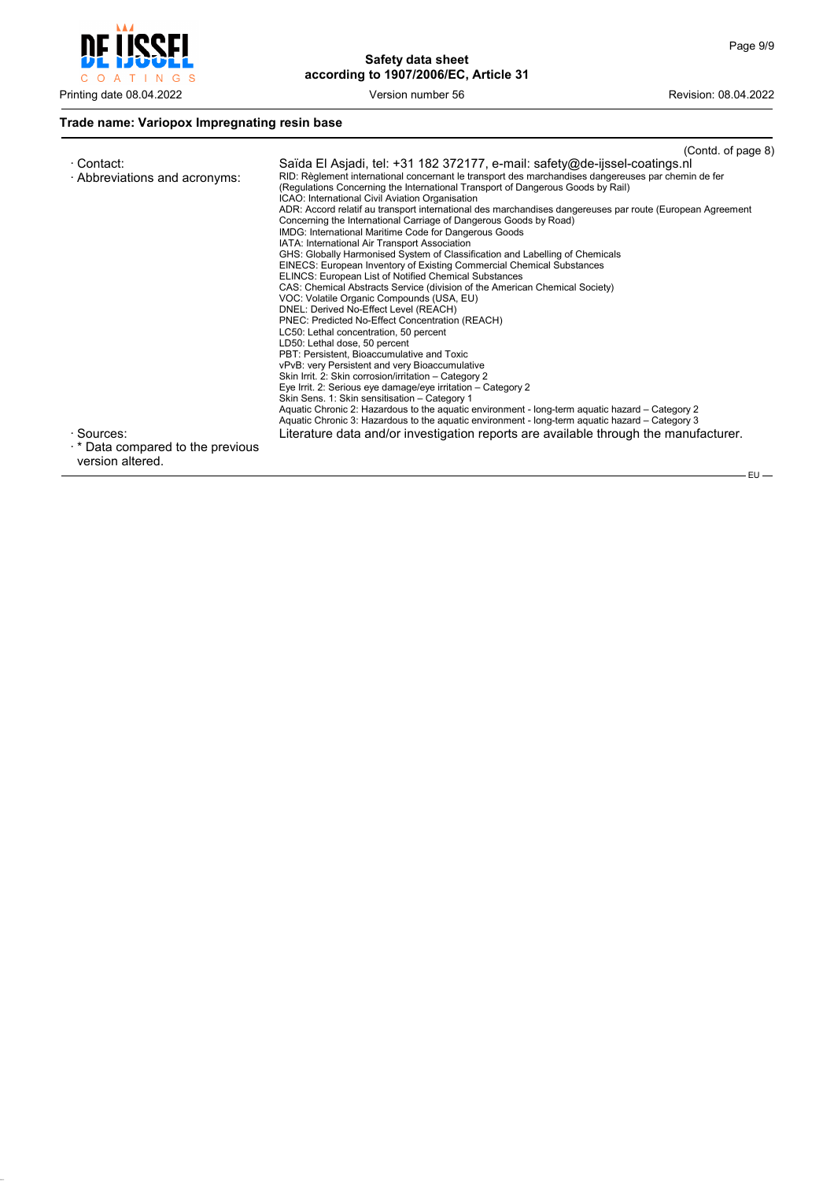**Trade name: Variopox Impregnating resin base**

(Contd. of page 8)

· Contact: Saïda El Asjadi, tel: +31 182 372177, e-mail: safety@de-ijssel-coatings.nl

· Abbreviations and acronyms:

RID: Règlement international concernant le transport des marchandises dangereuses par chemin de fer (Regulations Concerning the International Transport of Dangerous Goods by Rail)
ICAO: International Civil Aviation Organisation
ADR: Accord relatif au transport international des marchandises dangereuses par route (European Agreement Concerning the International Carriage of Dangerous Goods by Road)
IMDG: International Maritime Code for Dangerous Goods
IATA: International Air Transport Association
GHS: Globally Harmonised System of Classification and Labelling of Chemicals
EINECS: European Inventory of Existing Commercial Chemical Substances
ELINCS: European List of Notified Chemical Substances
CAS: Chemical Abstracts Service (division of the American Chemical Society)
VOC: Volatile Organic Compounds (USA, EU)
DNEL: Derived No-Effect Level (REACH)
PNEC: Predicted No-Effect Concentration (REACH)
LC50: Lethal concentration, 50 percent
LD50: Lethal dose, 50 percent
PBT: Persistent, Bioaccumulative and Toxic
vPvB: very Persistent and very Bioaccumulative
Skin Irrit. 2: Skin corrosion/irritation – Category 2
Eye Irrit. 2: Serious eye damage/eye irritation – Category 2
Skin Sens. 1: Skin sensitisation – Category 1
Aquatic Chronic 2: Hazardous to the aquatic environment - long-term aquatic hazard – Category 2
Aquatic Chronic 3: Hazardous to the aquatic environment - long-term aquatic hazard – Category 3

· Sources: Literature data and/or investigation reports are available through the manufacturer.

· * Data compared to the previous version altered.

EU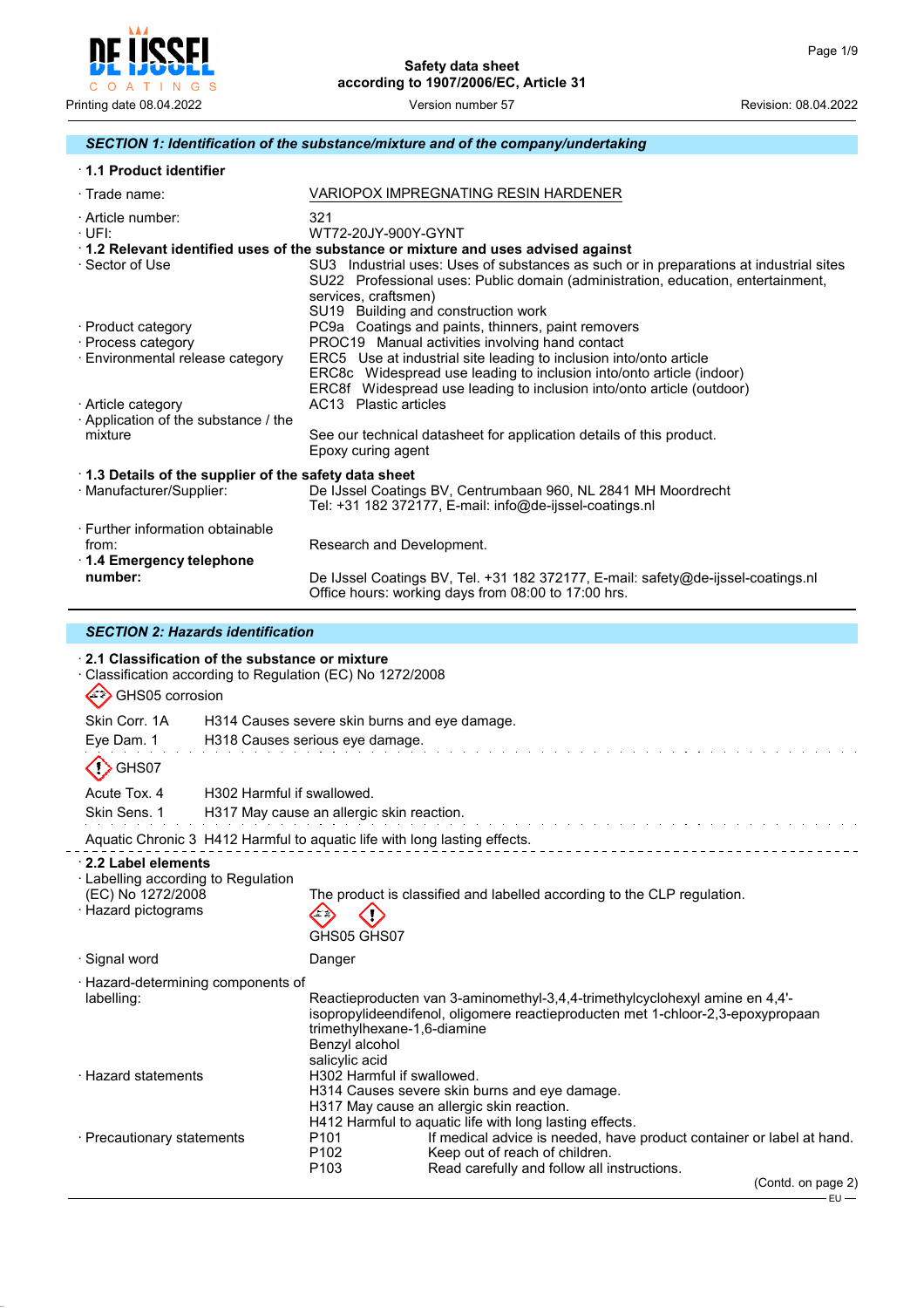# Safety data sheet
according to 1907/2006/EC, Article 31

Printing date 08.04.2022 | Version number 57 | Revision: 08.04.2022

## SECTION 1: Identification of the substance/mixture and of the company/undertaking

### · 1.1 Product identifier

· Trade name: VARIOPOX IMPREGNATING RESIN HARDENER

· Article number: 321
· UFI: WT72-20JY-900Y-GYNT

### · 1.2 Relevant identified uses of the substance or mixture and uses advised against

· Sector of Use
SU3 Industrial uses: Uses of substances as such or in preparations at industrial sites
SU22 Professional uses: Public domain (administration, education, entertainment, services, craftsmen)
SU19 Building and construction work

· Product category
PC9a Coatings and paints, thinners, paint removers

· Process category
PROC19 Manual activities involving hand contact

· Environmental release category
ERC5 Use at industrial site leading to inclusion into/onto article
ERC8c Widespread use leading to inclusion into/onto article (indoor)
ERC8f Widespread use leading to inclusion into/onto article (outdoor)

· Article category
AC13 Plastic articles

· Application of the substance / the mixture
See our technical datasheet for application details of this product.
Epoxy curing agent

### · 1.3 Details of the supplier of the safety data sheet

· Manufacturer/Supplier: De IJssel Coatings BV, Centrumbaan 960, NL 2841 MH Moordrecht
Tel: +31 182 372177, E-mail: info@de-ijssel-coatings.nl

· Further information obtainable from: Research and Development.

### · 1.4 Emergency telephone number:

De IJssel Coatings BV, Tel. +31 182 372177, E-mail: safety@de-ijssel-coatings.nl
Office hours: working days from 08:00 to 17:00 hrs.

## SECTION 2: Hazards identification

### · 2.1 Classification of the substance or mixture

· Classification according to Regulation (EC) No 1272/2008

GHS05 corrosion

Skin Corr. 1A H314 Causes severe skin burns and eye damage.
Eye Dam. 1 H318 Causes serious eye damage.

GHS07

Acute Tox. 4 H302 Harmful if swallowed.
Skin Sens. 1 H317 May cause an allergic skin reaction.

Aquatic Chronic 3 H412 Harmful to aquatic life with long lasting effects.

### · 2.2 Label elements

· Labelling according to Regulation (EC) No 1272/2008
The product is classified and labelled according to the CLP regulation.

· Hazard pictograms
GHS05 GHS07

· Signal word
Danger

· Hazard-determining components of labelling:
Reactieproducten van 3-aminomethyl-3,4,4-trimethylcyclohexyl amine en 4,4'-isopropylideendifenol, oligomere reactieproducten met 1-chloor-2,3-epoxypropaan trimethylhexane-1,6-diamine
Benzyl alcohol
salicylic acid

· Hazard statements
H302 Harmful if swallowed.
H314 Causes severe skin burns and eye damage.
H317 May cause an allergic skin reaction.
H412 Harmful to aquatic life with long lasting effects.

· Precautionary statements
P101 If medical advice is needed, have product container or label at hand.
P102 Keep out of reach of children.
P103 Read carefully and follow all instructions.

(Contd. on page 2)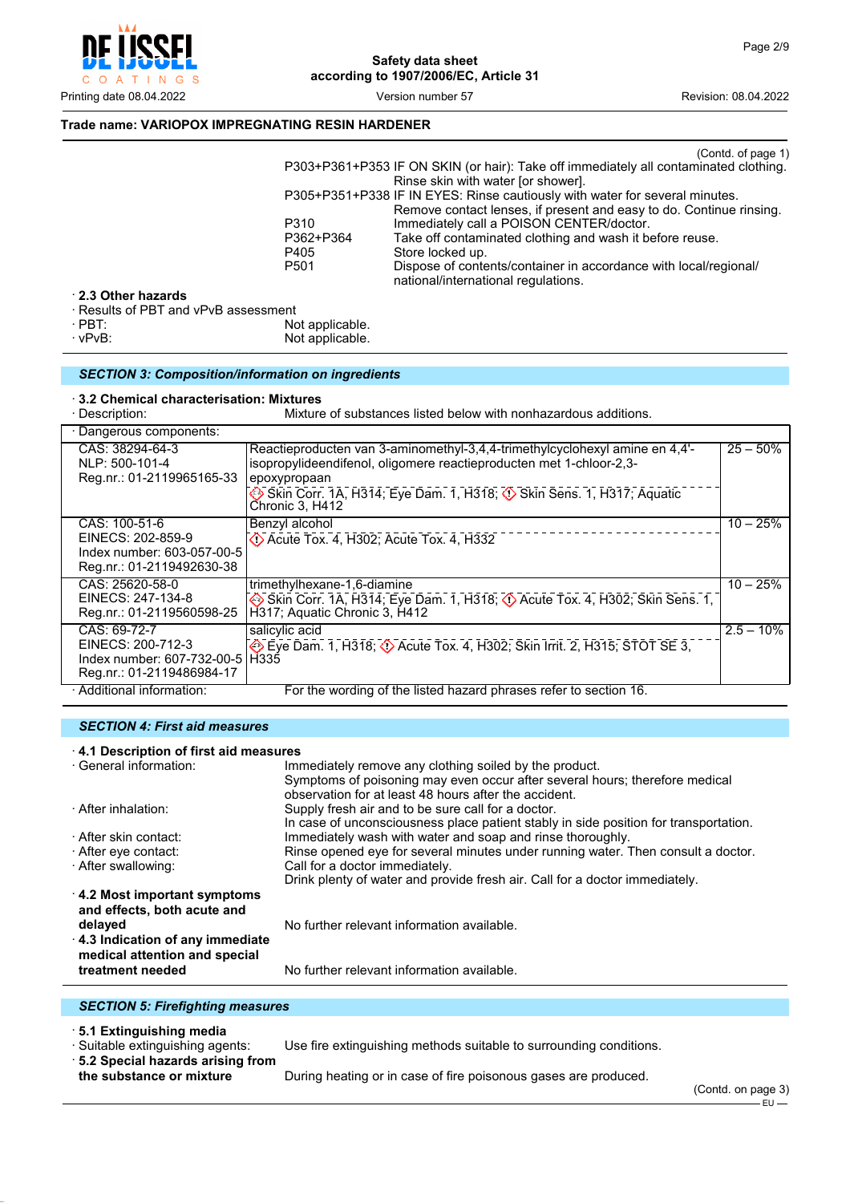**Trade name: VARIOPOX IMPREGNATING RESIN HARDENER**

(Contd. of page 1)

P303+P361+P353 IF ON SKIN (or hair): Take off immediately all contaminated clothing. Rinse skin with water [or shower].
P305+P351+P338 IF IN EYES: Rinse cautiously with water for several minutes. Remove contact lenses, if present and easy to do. Continue rinsing.
P310 Immediately call a POISON CENTER/doctor.
P362+P364 Take off contaminated clothing and wash it before reuse.
P405 Store locked up.
P501 Dispose of contents/container in accordance with local/regional/national/international regulations.

· **2.3 Other hazards**
· Results of PBT and vPvB assessment
· PBT: Not applicable.
· vPvB: Not applicable.

## *SECTION 3: Composition/information on ingredients*

· **3.2 Chemical characterisation: Mixtures**
· Description: Mixture of substances listed below with nonhazardous additions.

| · Dangerous components: | | |
|---|---|---|
| CAS: 38294-64-3<br>NLP: 500-101-4<br>Reg.nr.: 01-2119965165-33 | Reactieproducten van 3-aminomethyl-3,4,4-trimethylcyclohexyl amine en 4,4'-isopropylideendifenol, oligomere reactieproducten met 1-chloor-2,3-epoxypropaan<br>Skin Corr. 1A, H314; Eye Dam. 1, H318; Skin Sens. 1, H317; Aquatic Chronic 3, H412 | 25 – 50% |
| CAS: 100-51-6<br>EINECS: 202-859-9<br>Index number: 603-057-00-5<br>Reg.nr.: 01-2119492630-38 | Benzyl alcohol<br>Acute Tox. 4, H302; Acute Tox. 4, H332 | 10 – 25% |
| CAS: 25620-58-0<br>EINECS: 247-134-8<br>Reg.nr.: 01-2119560598-25 | trimethylhexane-1,6-diamine<br>Skin Corr. 1A, H314; Eye Dam. 1, H318; Acute Tox. 4, H302; Skin Sens. 1, H317; Aquatic Chronic 3, H412 | 10 – 25% |
| CAS: 69-72-7<br>EINECS: 200-712-3<br>Index number: 607-732-00-5<br>Reg.nr.: 01-2119486984-17 | salicylic acid<br>Eye Dam. 1, H318; Acute Tox. 4, H302; Skin Irrit. 2, H315; STOT SE 3, H335 | 2.5 – 10% |

· Additional information: For the wording of the listed hazard phrases refer to section 16.

## *SECTION 4: First aid measures*

· **4.1 Description of first aid measures**
· General information: Immediately remove any clothing soiled by the product. Symptoms of poisoning may even occur after several hours; therefore medical observation for at least 48 hours after the accident.
· After inhalation: Supply fresh air and to be sure call for a doctor. In case of unconsciousness place patient stably in side position for transportation.
· After skin contact: Immediately wash with water and soap and rinse thoroughly.
· After eye contact: Rinse opened eye for several minutes under running water. Then consult a doctor.
· After swallowing: Call for a doctor immediately. Drink plenty of water and provide fresh air. Call for a doctor immediately.
· **4.2 Most important symptoms and effects, both acute and delayed** No further relevant information available.
· **4.3 Indication of any immediate medical attention and special treatment needed** No further relevant information available.

## *SECTION 5: Firefighting measures*

· **5.1 Extinguishing media**
· Suitable extinguishing agents: Use fire extinguishing methods suitable to surrounding conditions.
· **5.2 Special hazards arising from the substance or mixture** During heating or in case of fire poisonous gases are produced.

(Contd. on page 3)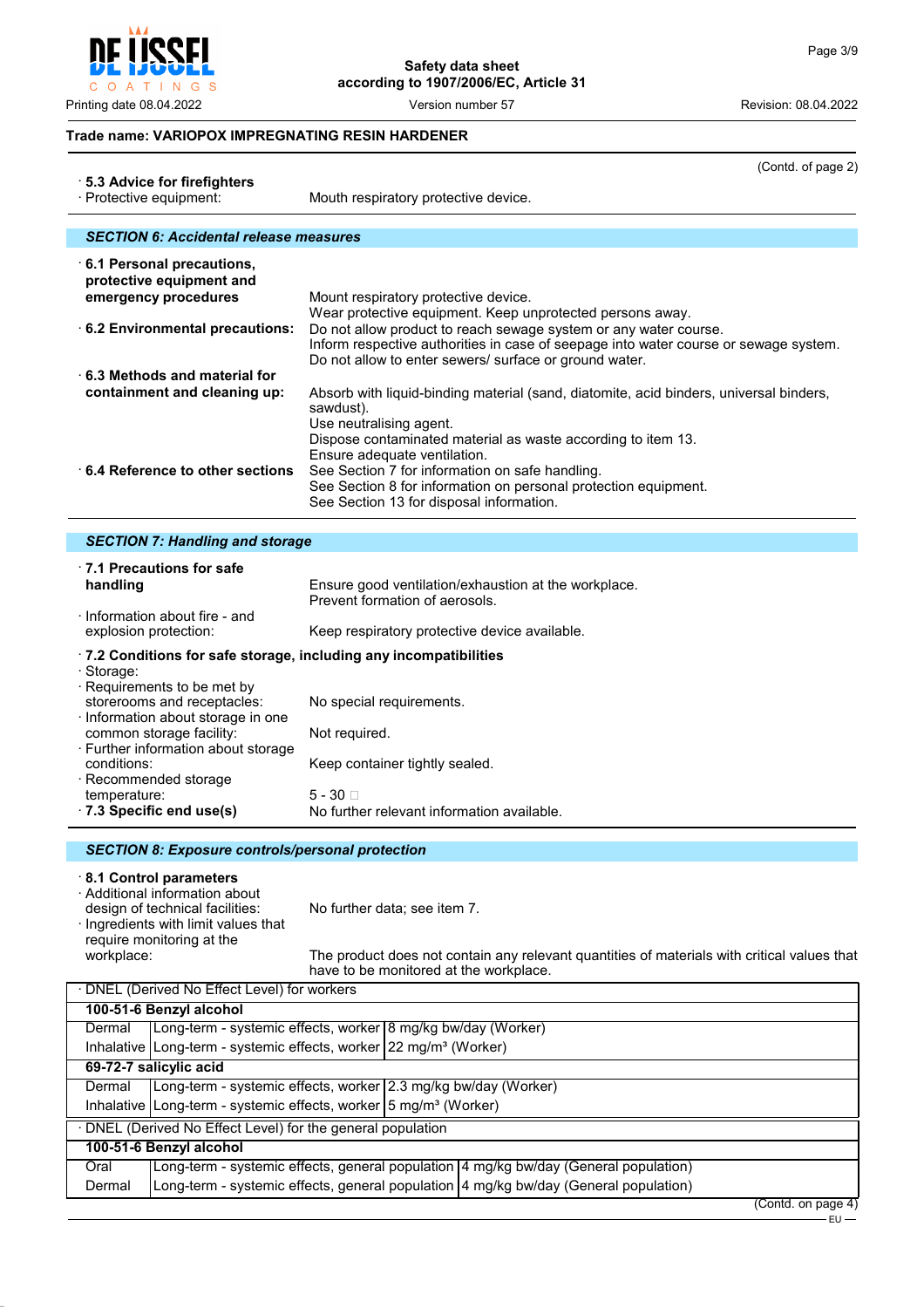**Trade name: VARIOPOX IMPREGNATING RESIN HARDENER**

(Contd. of page 2)

· **5.3 Advice for firefighters**
· Protective equipment: Mouth respiratory protective device.

## SECTION 6: Accidental release measures

· **6.1 Personal precautions, protective equipment and emergency procedures** Mount respiratory protective device.
Wear protective equipment. Keep unprotected persons away.

· **6.2 Environmental precautions:** Do not allow product to reach sewage system or any water course.
Inform respective authorities in case of seepage into water course or sewage system.
Do not allow to enter sewers/ surface or ground water.

· **6.3 Methods and material for containment and cleaning up:** Absorb with liquid-binding material (sand, diatomite, acid binders, universal binders, sawdust).
Use neutralising agent.
Dispose contaminated material as waste according to item 13.
Ensure adequate ventilation.

· **6.4 Reference to other sections** See Section 7 for information on safe handling.
See Section 8 for information on personal protection equipment.
See Section 13 for disposal information.

## SECTION 7: Handling and storage

· **7.1 Precautions for safe handling** Ensure good ventilation/exhaustion at the workplace.
Prevent formation of aerosols.

· Information about fire - and explosion protection: Keep respiratory protective device available.

· **7.2 Conditions for safe storage, including any incompatibilities**
· Storage:
· Requirements to be met by storerooms and receptacles: No special requirements.
· Information about storage in one common storage facility: Not required.
· Further information about storage conditions: Keep container tightly sealed.
· Recommended storage temperature: 5 - 30 

· **7.3 Specific end use(s)** No further relevant information available.

## SECTION 8: Exposure controls/personal protection

· **8.1 Control parameters**
· Additional information about design of technical facilities: No further data; see item 7.
· Ingredients with limit values that require monitoring at the workplace: The product does not contain any relevant quantities of materials with critical values that have to be monitored at the workplace.

| · DNEL (Derived No Effect Level) for workers | | |
|---|---|---|
| **100-51-6 Benzyl alcohol** | | |
| Dermal | Long-term - systemic effects, worker | 8 mg/kg bw/day (Worker) |
| Inhalative | Long-term - systemic effects, worker | 22 mg/m³ (Worker) |
| **69-72-7 salicylic acid** | | |
| Dermal | Long-term - systemic effects, worker | 2.3 mg/kg bw/day (Worker) |
| Inhalative | Long-term - systemic effects, worker | 5 mg/m³ (Worker) |

| · DNEL (Derived No Effect Level) for the general population | | |
|---|---|---|
| **100-51-6 Benzyl alcohol** | | |
| Oral | Long-term - systemic effects, general population | 4 mg/kg bw/day (General population) |
| Dermal | Long-term - systemic effects, general population | 4 mg/kg bw/day (General population) |

(Contd. on page 4)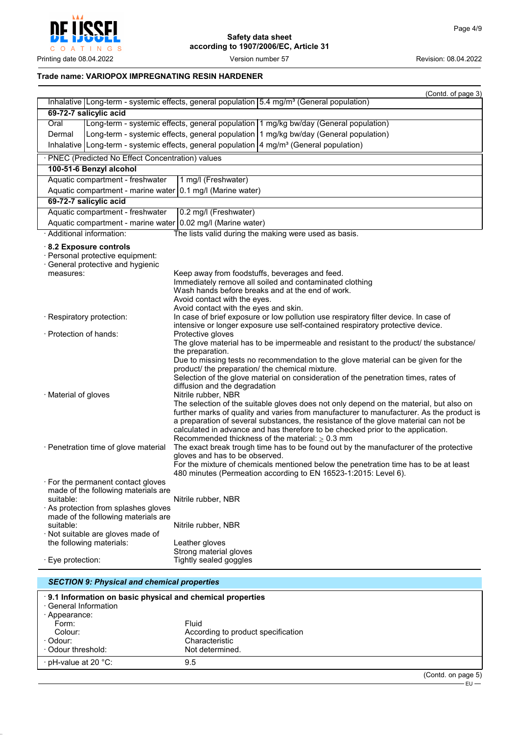**Trade name: VARIOPOX IMPREGNATING RESIN HARDENER**

(Contd. of page 3)

| | | |
|---|---|---|
| Inhalative | Long-term - systemic effects, general population | 5.4 mg/m³ (General population) |
| **69-72-7 salicylic acid** | | |
| Oral | Long-term - systemic effects, general population | 1 mg/kg bw/day (General population) |
| Dermal | Long-term - systemic effects, general population | 1 mg/kg bw/day (General population) |
| Inhalative | Long-term - systemic effects, general population | 4 mg/m³ (General population) |

· PNEC (Predicted No Effect Concentration) values

| | |
|---|---|
| **100-51-6 Benzyl alcohol** | |
| Aquatic compartment - freshwater | 1 mg/l (Freshwater) |
| Aquatic compartment - marine water | 0.1 mg/l (Marine water) |
| **69-72-7 salicylic acid** | |
| Aquatic compartment - freshwater | 0.2 mg/l (Freshwater) |
| Aquatic compartment - marine water | 0.02 mg/l (Marine water) |

· Additional information: The lists valid during the making were used as basis.

· **8.2 Exposure controls**

· Personal protective equipment:

· General protective and hygienic measures:
Keep away from foodstuffs, beverages and feed.
Immediately remove all soiled and contaminated clothing
Wash hands before breaks and at the end of work.
Avoid contact with the eyes.
Avoid contact with the eyes and skin.

· Respiratory protection: In case of brief exposure or low pollution use respiratory filter device. In case of intensive or longer exposure use self-contained respiratory protective device.

· Protection of hands: Protective gloves
The glove material has to be impermeable and resistant to the product/ the substance/ the preparation.
Due to missing tests no recommendation to the glove material can be given for the product/ the preparation/ the chemical mixture.
Selection of the glove material on consideration of the penetration times, rates of diffusion and the degradation

· Material of gloves: Nitrile rubber, NBR
The selection of the suitable gloves does not only depend on the material, but also on further marks of quality and varies from manufacturer to manufacturer. As the product is a preparation of several substances, the resistance of the glove material can not be calculated in advance and has therefore to be checked prior to the application.
Recommended thickness of the material: $\geq$ 0.3 mm

· Penetration time of glove material: The exact break trough time has to be found out by the manufacturer of the protective gloves and has to be observed.
For the mixture of chemicals mentioned below the penetration time has to be at least 480 minutes (Permeation according to EN 16523-1:2015: Level 6).

· For the permanent contact gloves made of the following materials are suitable: Nitrile rubber, NBR

· As protection from splashes gloves made of the following materials are suitable: Nitrile rubber, NBR

· Not suitable are gloves made of the following materials:
Leather gloves
Strong material gloves

· Eye protection: Tightly sealed goggles

## *SECTION 9: Physical and chemical properties*

· **9.1 Information on basic physical and chemical properties**

· General Information

· Appearance:

| | |
|---|---|
| Form: | Fluid |
| Colour: | According to product specification |
| · Odour: | Characteristic |
| · Odour threshold: | Not determined. |
| · pH-value at 20 °C: | 9.5 |

(Contd. on page 5)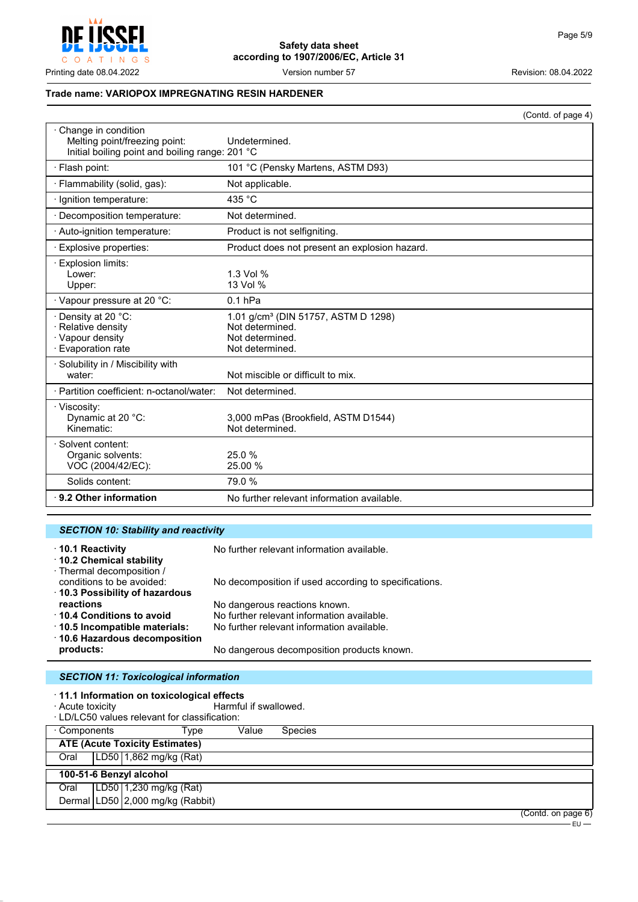**Trade name: VARIOPOX IMPREGNATING RESIN HARDENER**

(Contd. of page 4)

| | |
|---|---|
| · Change in condition<br>Melting point/freezing point:<br>Initial boiling point and boiling range: | <br>Undetermined.<br>201 °C |
| · Flash point: | 101 °C (Pensky Martens, ASTM D93) |
| · Flammability (solid, gas): | Not applicable. |
| · Ignition temperature: | 435 °C |
| · Decomposition temperature: | Not determined. |
| · Auto-ignition temperature: | Product is not selfigniting. |
| · Explosive properties: | Product does not present an explosion hazard. |
| · Explosion limits:<br>Lower:<br>Upper: | <br>1.3 Vol %<br>13 Vol % |
| · Vapour pressure at 20 °C: | 0.1 hPa |
| · Density at 20 °C:<br>· Relative density<br>· Vapour density<br>· Evaporation rate | 1.01 g/cm³ (DIN 51757, ASTM D 1298)<br>Not determined.<br>Not determined.<br>Not determined. |
| · Solubility in / Miscibility with<br>water: | <br>Not miscible or difficult to mix. |
| · Partition coefficient: n-octanol/water: | Not determined. |
| · Viscosity:<br>Dynamic at 20 °C:<br>Kinematic: | <br>3,000 mPas (Brookfield, ASTM D1544)<br>Not determined. |
| · Solvent content:<br>Organic solvents:<br>VOC (2004/42/EC): | <br>25.0 %<br>25.00 % |
| Solids content: | 79.0 % |
| · **9.2 Other information** | No further relevant information available. |

## *SECTION 10: Stability and reactivity*

· **10.1 Reactivity** No further relevant information available.
· **10.2 Chemical stability**
· Thermal decomposition / conditions to be avoided: No decomposition if used according to specifications.
· **10.3 Possibility of hazardous reactions** No dangerous reactions known.
· **10.4 Conditions to avoid** No further relevant information available.
· **10.5 Incompatible materials:** No further relevant information available.
· **10.6 Hazardous decomposition products:** No dangerous decomposition products known.

## *SECTION 11: Toxicological information*

· **11.1 Information on toxicological effects**
· Acute toxicity Harmful if swallowed.
· LD/LC50 values relevant for classification:

| · Components | Type | Value | Species |
|---|---|---|---|
| **ATE (Acute Toxicity Estimates)** | | | |
| Oral | LD50 | 1,862 mg/kg (Rat) | |
| **100-51-6 Benzyl alcohol** | | | |
| Oral | LD50 | 1,230 mg/kg (Rat) | |
| Dermal | LD50 | 2,000 mg/kg (Rabbit) | |

(Contd. on page 6)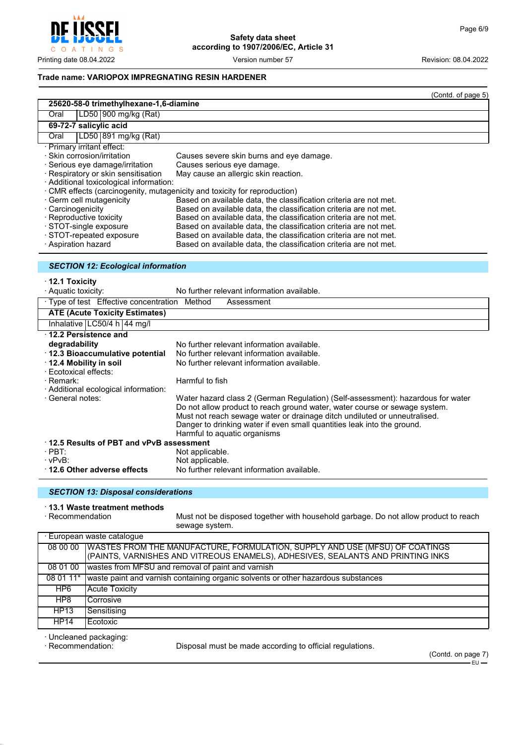Trade name: VARIOPOX IMPREGNATING RESIN HARDENER

(Contd. of page 5)

| 25620-58-0 trimethylhexane-1,6-diamine | | |
|---|---|---|
| Oral | LD50 | 900 mg/kg (Rat) |
| **69-72-7 salicylic acid** | | |
| Oral | LD50 | 891 mg/kg (Rat) |

· Primary irritant effect:
· Skin corrosion/irritation Causes severe skin burns and eye damage.
· Serious eye damage/irritation Causes serious eye damage.
· Respiratory or skin sensitisation May cause an allergic skin reaction.
· Additional toxicological information:
· CMR effects (carcinogenity, mutagenicity and toxicity for reproduction)
· Germ cell mutagenicity Based on available data, the classification criteria are not met.
· Carcinogenicity Based on available data, the classification criteria are not met.
· Reproductive toxicity Based on available data, the classification criteria are not met.
· STOT-single exposure Based on available data, the classification criteria are not met.
· STOT-repeated exposure Based on available data, the classification criteria are not met.
· Aspiration hazard Based on available data, the classification criteria are not met.

## *SECTION 12: Ecological information*

· **12.1 Toxicity**
· Aquatic toxicity: No further relevant information available.

| · Type of test | Effective concentration | Method | Assessment |
|---|---|---|---|
| **ATE (Acute Toxicity Estimates)** | | | |
| Inhalative | LC50/4 h | 44 mg/l | |

· **12.2 Persistence and degradability** No further relevant information available.
· **12.3 Bioaccumulative potential** No further relevant information available.
· **12.4 Mobility in soil** No further relevant information available.
· Ecotoxical effects:
· Remark: Harmful to fish
· Additional ecological information:
· General notes: Water hazard class 2 (German Regulation) (Self-assessment): hazardous for water
Do not allow product to reach ground water, water course or sewage system.
Must not reach sewage water or drainage ditch undiluted or unneutralised.
Danger to drinking water if even small quantities leak into the ground.
Harmful to aquatic organisms
· **12.5 Results of PBT and vPvB assessment**
· PBT: Not applicable.
· vPvB: Not applicable.
· **12.6 Other adverse effects** No further relevant information available.

## *SECTION 13: Disposal considerations*

· **13.1 Waste treatment methods**
· Recommendation Must not be disposed together with household garbage. Do not allow product to reach sewage system.

| · European waste catalogue | |
|---|---|
| 08 00 00 | WASTES FROM THE MANUFACTURE, FORMULATION, SUPPLY AND USE (MFSU) OF COATINGS (PAINTS, VARNISHES AND VITREOUS ENAMELS), ADHESIVES, SEALANTS AND PRINTING INKS |
| 08 01 00 | wastes from MFSU and removal of paint and varnish |
| 08 01 11* | waste paint and varnish containing organic solvents or other hazardous substances |
| HP6 | Acute Toxicity |
| HP8 | Corrosive |
| HP13 | Sensitising |
| HP14 | Ecotoxic |

· Uncleaned packaging:
· Recommendation: Disposal must be made according to official regulations.

(Contd. on page 7)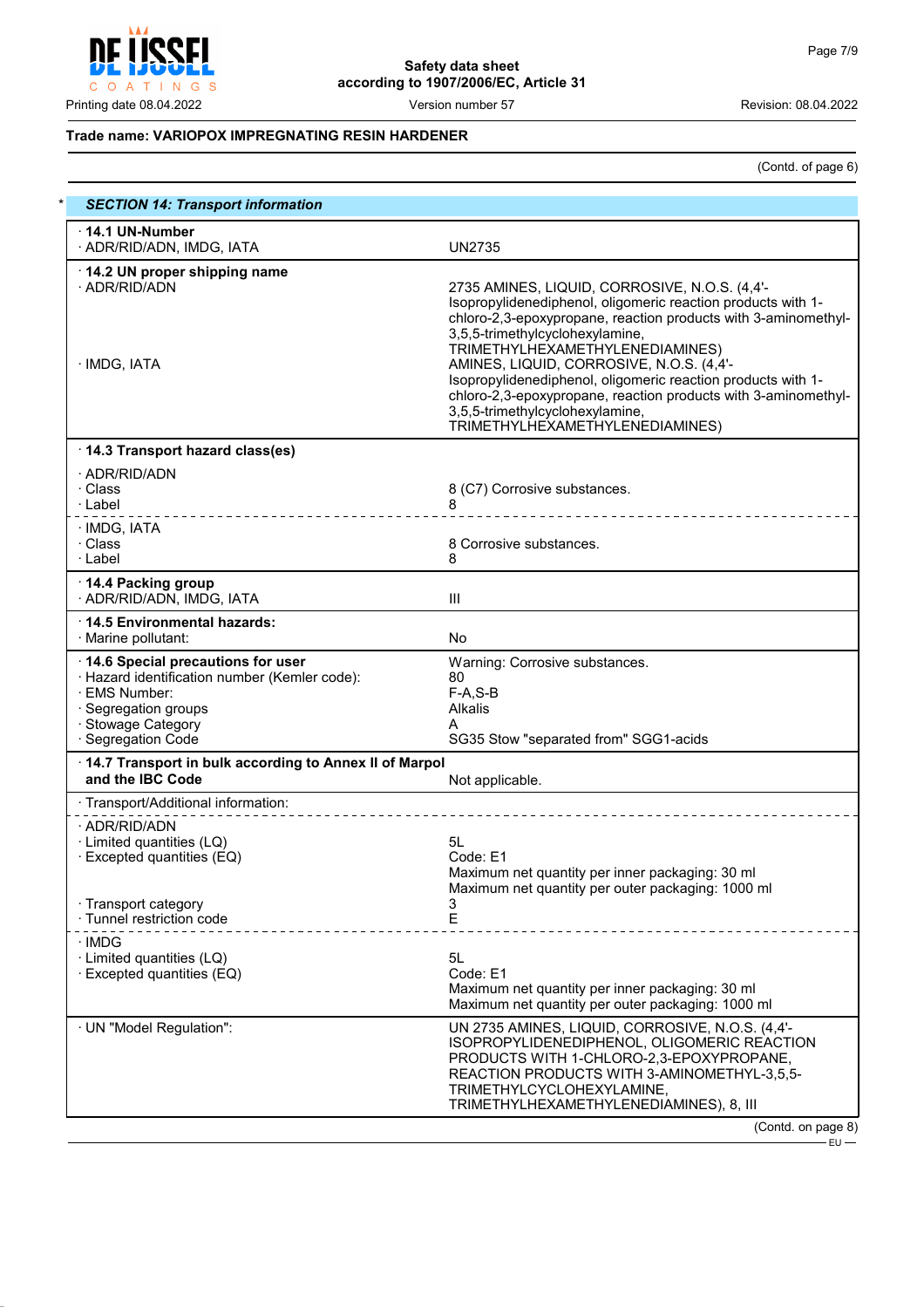Trade name: **VARIOPOX IMPREGNATING RESIN HARDENER**

(Contd. of page 6)

## * SECTION 14: Transport information

| | |
|---|---|
| · **14.1 UN-Number** | |
| · ADR/RID/ADN, IMDG, IATA | UN2735 |
| · **14.2 UN proper shipping name** | |
| · ADR/RID/ADN | 2735 AMINES, LIQUID, CORROSIVE, N.O.S. (4,4'-Isopropylidenediphenol, oligomeric reaction products with 1-chloro-2,3-epoxypropane, reaction products with 3-aminomethyl-3,5,5-trimethylcyclohexylamine, TRIMETHYLHEXAMETHYLENEDIAMINES) |
| · IMDG, IATA | AMINES, LIQUID, CORROSIVE, N.O.S. (4,4'-Isopropylidenediphenol, oligomeric reaction products with 1-chloro-2,3-epoxypropane, reaction products with 3-aminomethyl-3,5,5-trimethylcyclohexylamine, TRIMETHYLHEXAMETHYLENEDIAMINES) |
| · **14.3 Transport hazard class(es)** | |
| · ADR/RID/ADN | |
| · Class | 8 (C7) Corrosive substances. |
| · Label | 8 |
| · IMDG, IATA | |
| · Class | 8 Corrosive substances. |
| · Label | 8 |
| · **14.4 Packing group** | |
| · ADR/RID/ADN, IMDG, IATA | III |
| · **14.5 Environmental hazards:** | |
| · Marine pollutant: | No |
| · **14.6 Special precautions for user** | Warning: Corrosive substances. |
| · Hazard identification number (Kemler code): | 80 |
| · EMS Number: | F-A,S-B |
| · Segregation groups | Alkalis |
| · Stowage Category | A |
| · Segregation Code | SG35 Stow "separated from" SGG1-acids |
| · **14.7 Transport in bulk according to Annex II of Marpol and the IBC Code** | Not applicable. |
| · Transport/Additional information: | |
| · ADR/RID/ADN | |
| · Limited quantities (LQ) | 5L |
| · Excepted quantities (EQ) | Code: E1<br>Maximum net quantity per inner packaging: 30 ml<br>Maximum net quantity per outer packaging: 1000 ml |
| · Transport category | 3 |
| · Tunnel restriction code | E |
| · IMDG | |
| · Limited quantities (LQ) | 5L |
| · Excepted quantities (EQ) | Code: E1<br>Maximum net quantity per inner packaging: 30 ml<br>Maximum net quantity per outer packaging: 1000 ml |
| · UN "Model Regulation": | UN 2735 AMINES, LIQUID, CORROSIVE, N.O.S. (4,4'-ISOPROPYLIDENEDIPHENOL, OLIGOMERIC REACTION PRODUCTS WITH 1-CHLORO-2,3-EPOXYPROPANE, REACTION PRODUCTS WITH 3-AMINOMETHYL-3,5,5-TRIMETHYLCYCLOHEXYLAMINE, TRIMETHYLHEXAMETHYLENEDIAMINES), 8, III |

(Contd. on page 8)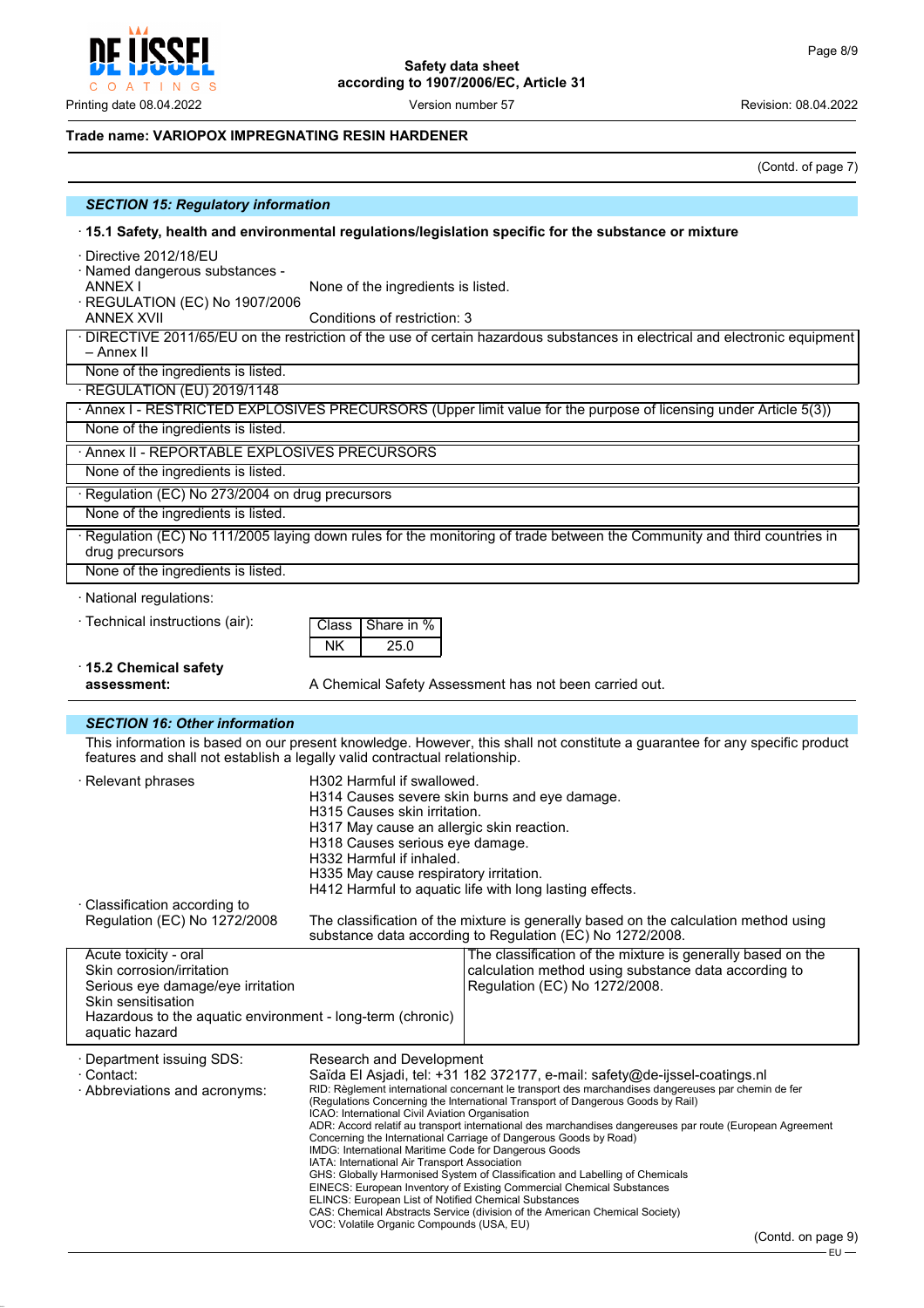**Trade name: VARIOPOX IMPREGNATING RESIN HARDENER**

(Contd. of page 7)

## SECTION 15: Regulatory information

· **15.1 Safety, health and environmental regulations/legislation specific for the substance or mixture**

· Directive 2012/18/EU

· Named dangerous substances - ANNEX I: None of the ingredients is listed.

· REGULATION (EC) No 1907/2006 ANNEX XVII: Conditions of restriction: 3

· DIRECTIVE 2011/65/EU on the restriction of the use of certain hazardous substances in electrical and electronic equipment – Annex II

None of the ingredients is listed.

· REGULATION (EU) 2019/1148

· Annex I - RESTRICTED EXPLOSIVES PRECURSORS (Upper limit value for the purpose of licensing under Article 5(3))

None of the ingredients is listed.

· Annex II - REPORTABLE EXPLOSIVES PRECURSORS

None of the ingredients is listed.

· Regulation (EC) No 273/2004 on drug precursors

None of the ingredients is listed.

· Regulation (EC) No 111/2005 laying down rules for the monitoring of trade between the Community and third countries in drug precursors

None of the ingredients is listed.

· National regulations:

· Technical instructions (air):

| Class | Share in % |
|---|---|
| NK | 25.0 |

· **15.2 Chemical safety assessment:** A Chemical Safety Assessment has not been carried out.

## SECTION 16: Other information

This information is based on our present knowledge. However, this shall not constitute a guarantee for any specific product features and shall not establish a legally valid contractual relationship.

· Relevant phrases

H302 Harmful if swallowed.
H314 Causes severe skin burns and eye damage.
H315 Causes skin irritation.
H317 May cause an allergic skin reaction.
H318 Causes serious eye damage.
H332 Harmful if inhaled.
H335 May cause respiratory irritation.
H412 Harmful to aquatic life with long lasting effects.

· Classification according to Regulation (EC) No 1272/2008: The classification of the mixture is generally based on the calculation method using substance data according to Regulation (EC) No 1272/2008.

| | |
|---|---|
| Acute toxicity - oral<br>Skin corrosion/irritation<br>Serious eye damage/eye irritation<br>Skin sensitisation<br>Hazardous to the aquatic environment - long-term (chronic) aquatic hazard | The classification of the mixture is generally based on the calculation method using substance data according to Regulation (EC) No 1272/2008. |

· Department issuing SDS: Research and Development

· Contact: Saïda El Asjadi, tel: +31 182 372177, e-mail: safety@de-ijssel-coatings.nl

· Abbreviations and acronyms:

RID: Règlement international concernant le transport des marchandises dangereuses par chemin de fer (Regulations Concerning the International Transport of Dangerous Goods by Rail)
ICAO: International Civil Aviation Organisation
ADR: Accord relatif au transport international des marchandises dangereuses par route (European Agreement Concerning the International Carriage of Dangerous Goods by Road)
IMDG: International Maritime Code for Dangerous Goods
IATA: International Air Transport Association
GHS: Globally Harmonised System of Classification and Labelling of Chemicals
EINECS: European Inventory of Existing Commercial Chemical Substances
ELINCS: European List of Notified Chemical Substances
CAS: Chemical Abstracts Service (division of the American Chemical Society)
VOC: Volatile Organic Compounds (USA, EU)

(Contd. on page 9)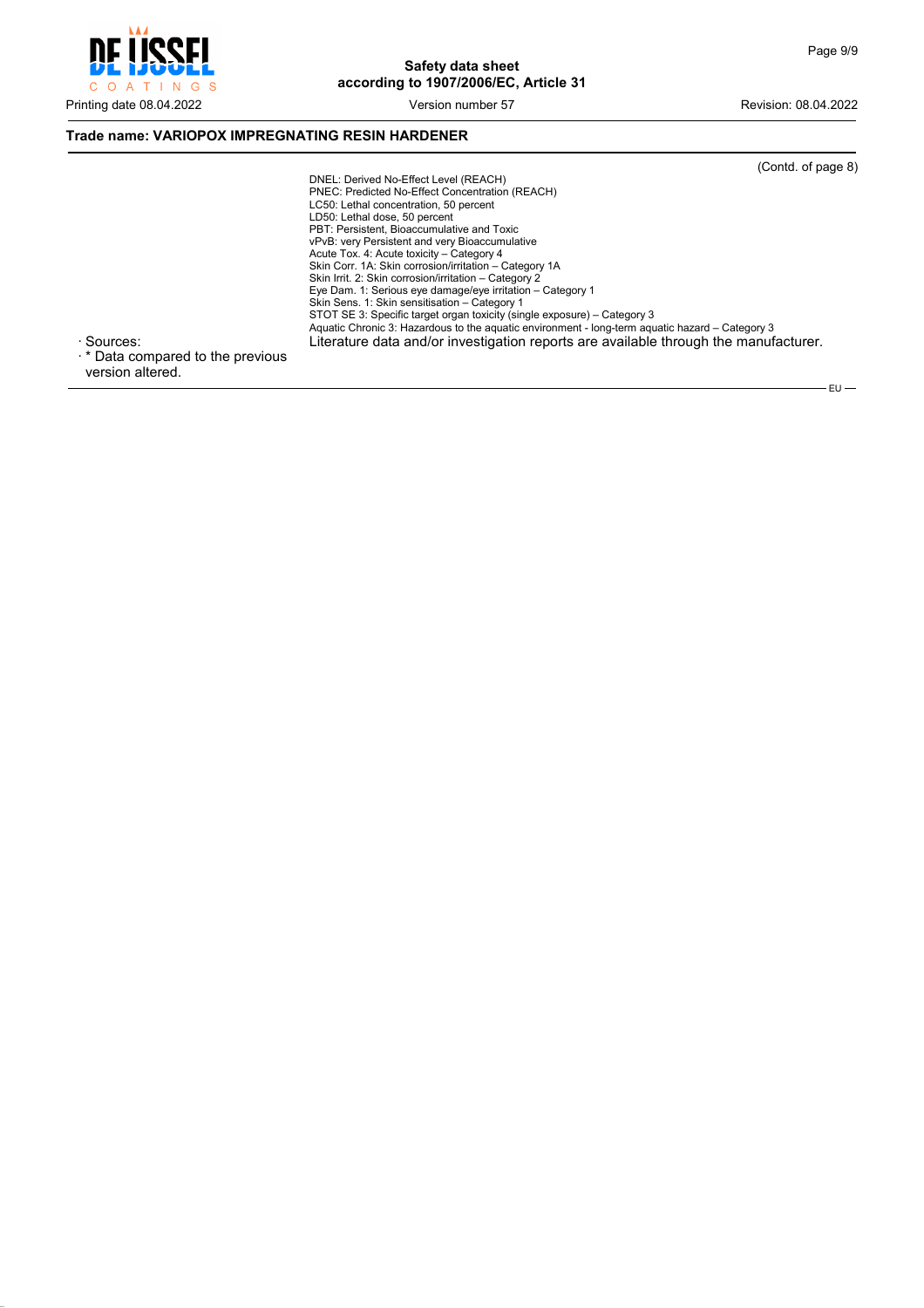**Trade name: VARIOPOX IMPREGNATING RESIN HARDENER**

(Contd. of page 8)

DNEL: Derived No-Effect Level (REACH)
PNEC: Predicted No-Effect Concentration (REACH)
LC50: Lethal concentration, 50 percent
LD50: Lethal dose, 50 percent
PBT: Persistent, Bioaccumulative and Toxic
vPvB: very Persistent and very Bioaccumulative
Acute Tox. 4: Acute toxicity – Category 4
Skin Corr. 1A: Skin corrosion/irritation – Category 1A
Skin Irrit. 2: Skin corrosion/irritation – Category 2
Eye Dam. 1: Serious eye damage/eye irritation – Category 1
Skin Sens. 1: Skin sensitisation – Category 1
STOT SE 3: Specific target organ toxicity (single exposure) – Category 3
Aquatic Chronic 3: Hazardous to the aquatic environment - long-term aquatic hazard – Category 3

· Sources: Literature data and/or investigation reports are available through the manufacturer.

· * Data compared to the previous version altered.

EU